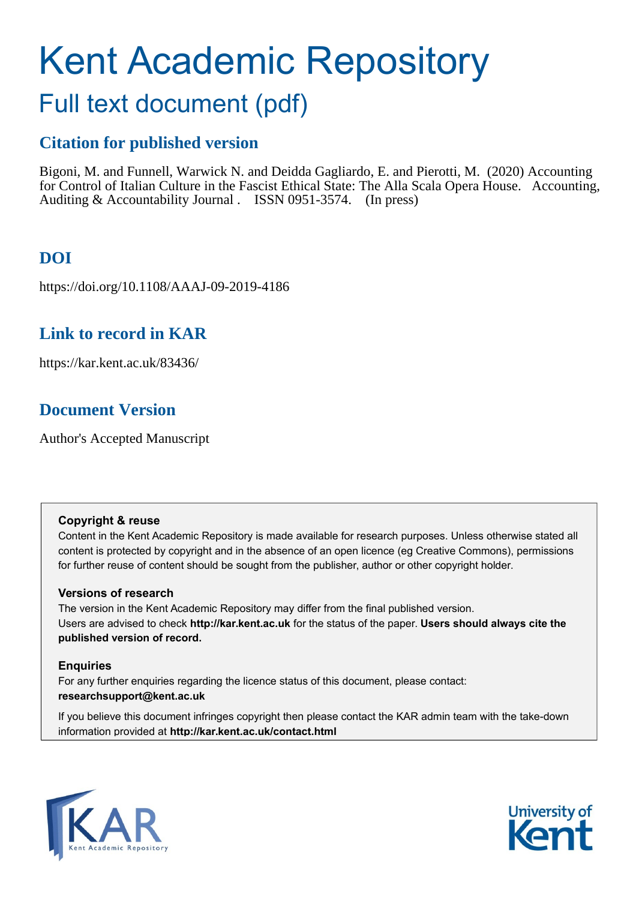# Kent Academic Repository

## Full text document (pdf)

### Citation for published version

Bigoni, M. and Funnell, Warwick N. and Deidda Gagliardo, E. and Pierotti, M. (2020) Accounting for Control of Italian Culture in the Fascist Ethical State: The Alla Scala Opera House. Accounting, Auditing & Accountability Journal . ISSN 0951-3574. (In press)

### DOI

https://doi.org/10.1108/AAAJ-09-2019-4186

### Link to record in KAR

https://kar.kent.ac.uk/83436/

### Document Version

Author's Accepted Manuscript

**Copyright & reuse**

Content in the Kent Academic Repository is made available for research purposes. Unless otherwise stated all content is protected by copyright and in the absence of an open licence (eg Creative Commons), permissions for further reuse of content should be sought from the publisher, author or other copyright holder.

**Versions of research**

The version in the Kent Academic Repository may differ from the final published version. Users are advised to check **http://kar.kent.ac.uk** for the status of the paper. **Users should always cite the published version of record.**

**Enquiries**

For any further enquiries regarding the licence status of this document, please contact: **researchsupport@kent.ac.uk**

If you believe this document infringes copyright then please contact the KAR admin team with the take-down information provided at **http://kar.kent.ac.uk/contact.html**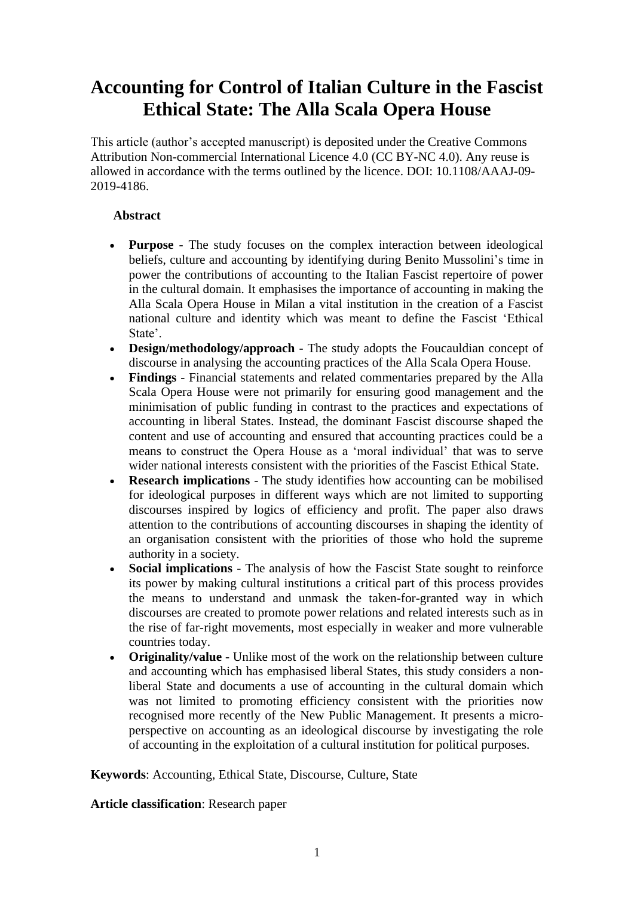# Accounting for Control of Italian Culture in the Fascist Ethical State: The Alla Scala Opera House

This article (author's accepted manuscript) is deposited under the Creative Commons Attribution Non-commercial International Licence 4.0 (CC BY-NC 4.0). Any reuse is allowed in accordance with the terms outlined by the licence. DOI: 10.1108/AAAJ-09-2019-4186.

**Abstract**

- **Purpose** - The study focuses on the complex interaction between ideological beliefs, culture and accounting by identifying during Benito Mussolini's time in power the contributions of accounting to the Italian Fascist repertoire of power in the cultural domain. It emphasises the importance of accounting in making the Alla Scala Opera House in Milan a vital institution in the creation of a Fascist national culture and identity which was meant to define the Fascist 'Ethical State'.
- **Design/methodology/approach** - The study adopts the Foucauldian concept of discourse in analysing the accounting practices of the Alla Scala Opera House.
- **Findings** - Financial statements and related commentaries prepared by the Alla Scala Opera House were not primarily for ensuring good management and the minimisation of public funding in contrast to the practices and expectations of accounting in liberal States. Instead, the dominant Fascist discourse shaped the content and use of accounting and ensured that accounting practices could be a means to construct the Opera House as a 'moral individual' that was to serve wider national interests consistent with the priorities of the Fascist Ethical State.
- **Research implications** - The study identifies how accounting can be mobilised for ideological purposes in different ways which are not limited to supporting discourses inspired by logics of efficiency and profit. The paper also draws attention to the contributions of accounting discourses in shaping the identity of an organisation consistent with the priorities of those who hold the supreme authority in a society.
- **Social implications** - The analysis of how the Fascist State sought to reinforce its power by making cultural institutions a critical part of this process provides the means to understand and unmask the taken-for-granted way in which discourses are created to promote power relations and related interests such as in the rise of far-right movements, most especially in weaker and more vulnerable countries today.
- **Originality/value** - Unlike most of the work on the relationship between culture and accounting which has emphasised liberal States, this study considers a non-liberal State and documents a use of accounting in the cultural domain which was not limited to promoting efficiency consistent with the priorities now recognised more recently of the New Public Management. It presents a micro-perspective on accounting as an ideological discourse by investigating the role of accounting in the exploitation of a cultural institution for political purposes.

**Keywords**: Accounting, Ethical State, Discourse, Culture, State

**Article classification**: Research paper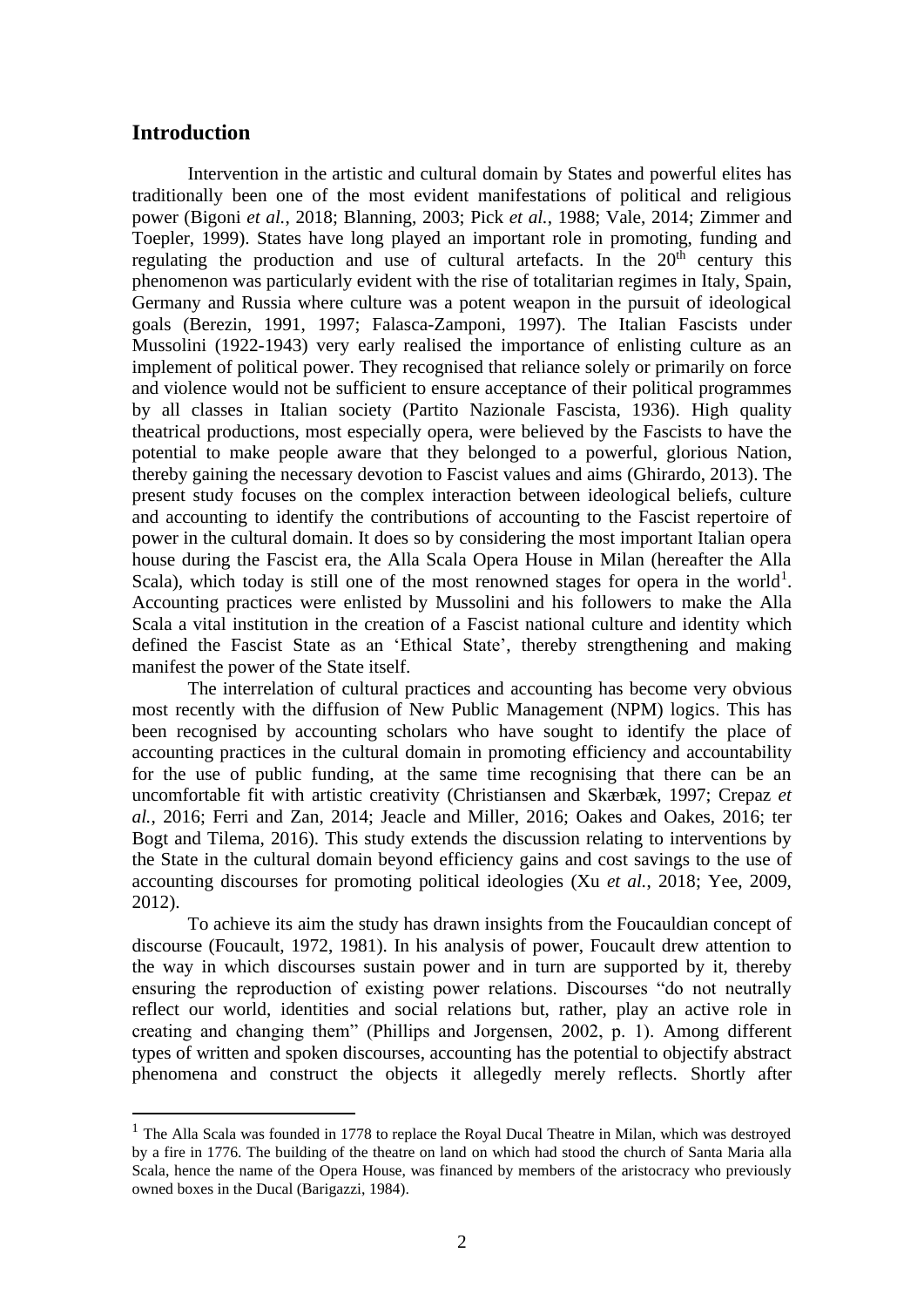## Introduction

Intervention in the artistic and cultural domain by States and powerful elites has traditionally been one of the most evident manifestations of political and religious power (Bigoni *et al.*, 2018; Blanning, 2003; Pick *et al.*, 1988; Vale, 2014; Zimmer and Toepler, 1999). States have long played an important role in promoting, funding and regulating the production and use of cultural artefacts. In the 20th century this phenomenon was particularly evident with the rise of totalitarian regimes in Italy, Spain, Germany and Russia where culture was a potent weapon in the pursuit of ideological goals (Berezin, 1991, 1997; Falasca-Zamponi, 1997). The Italian Fascists under Mussolini (1922-1943) very early realised the importance of enlisting culture as an implement of political power. They recognised that reliance solely or primarily on force and violence would not be sufficient to ensure acceptance of their political programmes by all classes in Italian society (Partito Nazionale Fascista, 1936). High quality theatrical productions, most especially opera, were believed by the Fascists to have the potential to make people aware that they belonged to a powerful, glorious Nation, thereby gaining the necessary devotion to Fascist values and aims (Ghirardo, 2013). The present study focuses on the complex interaction between ideological beliefs, culture and accounting to identify the contributions of accounting to the Fascist repertoire of power in the cultural domain. It does so by considering the most important Italian opera house during the Fascist era, the Alla Scala Opera House in Milan (hereafter the Alla Scala), which today is still one of the most renowned stages for opera in the world[1]. Accounting practices were enlisted by Mussolini and his followers to make the Alla Scala a vital institution in the creation of a Fascist national culture and identity which defined the Fascist State as an 'Ethical State', thereby strengthening and making manifest the power of the State itself.

The interrelation of cultural practices and accounting has become very obvious most recently with the diffusion of New Public Management (NPM) logics. This has been recognised by accounting scholars who have sought to identify the place of accounting practices in the cultural domain in promoting efficiency and accountability for the use of public funding, at the same time recognising that there can be an uncomfortable fit with artistic creativity (Christiansen and Skærbæk, 1997; Crepaz *et al.*, 2016; Ferri and Zan, 2014; Jeacle and Miller, 2016; Oakes and Oakes, 2016; ter Bogt and Tilema, 2016). This study extends the discussion relating to interventions by the State in the cultural domain beyond efficiency gains and cost savings to the use of accounting discourses for promoting political ideologies (Xu *et al.*, 2018; Yee, 2009, 2012).

To achieve its aim the study has drawn insights from the Foucauldian concept of discourse (Foucault, 1972, 1981). In his analysis of power, Foucault drew attention to the way in which discourses sustain power and in turn are supported by it, thereby ensuring the reproduction of existing power relations. Discourses "do not neutrally reflect our world, identities and social relations but, rather, play an active role in creating and changing them" (Phillips and Jorgensen, 2002, p. 1). Among different types of written and spoken discourses, accounting has the potential to objectify abstract phenomena and construct the objects it allegedly merely reflects. Shortly after

[1] The Alla Scala was founded in 1778 to replace the Royal Ducal Theatre in Milan, which was destroyed by a fire in 1776. The building of the theatre on land on which had stood the church of Santa Maria alla Scala, hence the name of the Opera House, was financed by members of the aristocracy who previously owned boxes in the Ducal (Barigazzi, 1984).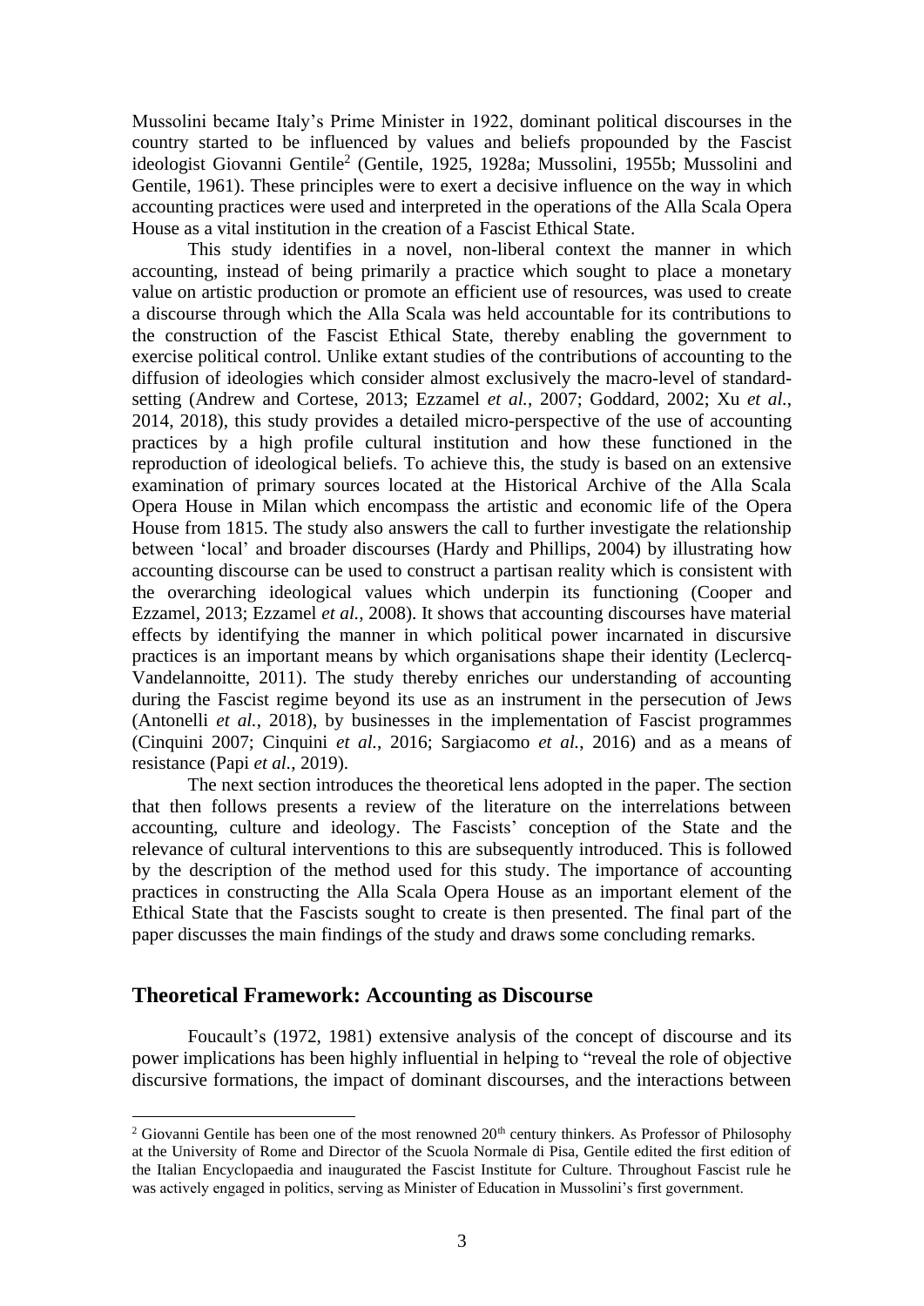Mussolini became Italy's Prime Minister in 1922, dominant political discourses in the country started to be influenced by values and beliefs propounded by the Fascist ideologist Giovanni Gentile[2] (Gentile, 1925, 1928a; Mussolini, 1955b; Mussolini and Gentile, 1961). These principles were to exert a decisive influence on the way in which accounting practices were used and interpreted in the operations of the Alla Scala Opera House as a vital institution in the creation of a Fascist Ethical State.

This study identifies in a novel, non-liberal context the manner in which accounting, instead of being primarily a practice which sought to place a monetary value on artistic production or promote an efficient use of resources, was used to create a discourse through which the Alla Scala was held accountable for its contributions to the construction of the Fascist Ethical State, thereby enabling the government to exercise political control. Unlike extant studies of the contributions of accounting to the diffusion of ideologies which consider almost exclusively the macro-level of standard-setting (Andrew and Cortese, 2013; Ezzamel *et al.*, 2007; Goddard, 2002; Xu *et al.*, 2014, 2018), this study provides a detailed micro-perspective of the use of accounting practices by a high profile cultural institution and how these functioned in the reproduction of ideological beliefs. To achieve this, the study is based on an extensive examination of primary sources located at the Historical Archive of the Alla Scala Opera House in Milan which encompass the artistic and economic life of the Opera House from 1815. The study also answers the call to further investigate the relationship between 'local' and broader discourses (Hardy and Phillips, 2004) by illustrating how accounting discourse can be used to construct a partisan reality which is consistent with the overarching ideological values which underpin its functioning (Cooper and Ezzamel, 2013; Ezzamel *et al.*, 2008). It shows that accounting discourses have material effects by identifying the manner in which political power incarnated in discursive practices is an important means by which organisations shape their identity (Leclercq-Vandelannoitte, 2011). The study thereby enriches our understanding of accounting during the Fascist regime beyond its use as an instrument in the persecution of Jews (Antonelli *et al.*, 2018), by businesses in the implementation of Fascist programmes (Cinquini 2007; Cinquini *et al.*, 2016; Sargiacomo *et al.*, 2016) and as a means of resistance (Papi *et al.*, 2019).

The next section introduces the theoretical lens adopted in the paper. The section that then follows presents a review of the literature on the interrelations between accounting, culture and ideology. The Fascists' conception of the State and the relevance of cultural interventions to this are subsequently introduced. This is followed by the description of the method used for this study. The importance of accounting practices in constructing the Alla Scala Opera House as an important element of the Ethical State that the Fascists sought to create is then presented. The final part of the paper discusses the main findings of the study and draws some concluding remarks.

## Theoretical Framework: Accounting as Discourse

Foucault's (1972, 1981) extensive analysis of the concept of discourse and its power implications has been highly influential in helping to "reveal the role of objective discursive formations, the impact of dominant discourses, and the interactions between

[2] Giovanni Gentile has been one of the most renowned 20th century thinkers. As Professor of Philosophy at the University of Rome and Director of the Scuola Normale di Pisa, Gentile edited the first edition of the Italian Encyclopaedia and inaugurated the Fascist Institute for Culture. Throughout Fascist rule he was actively engaged in politics, serving as Minister of Education in Mussolini's first government.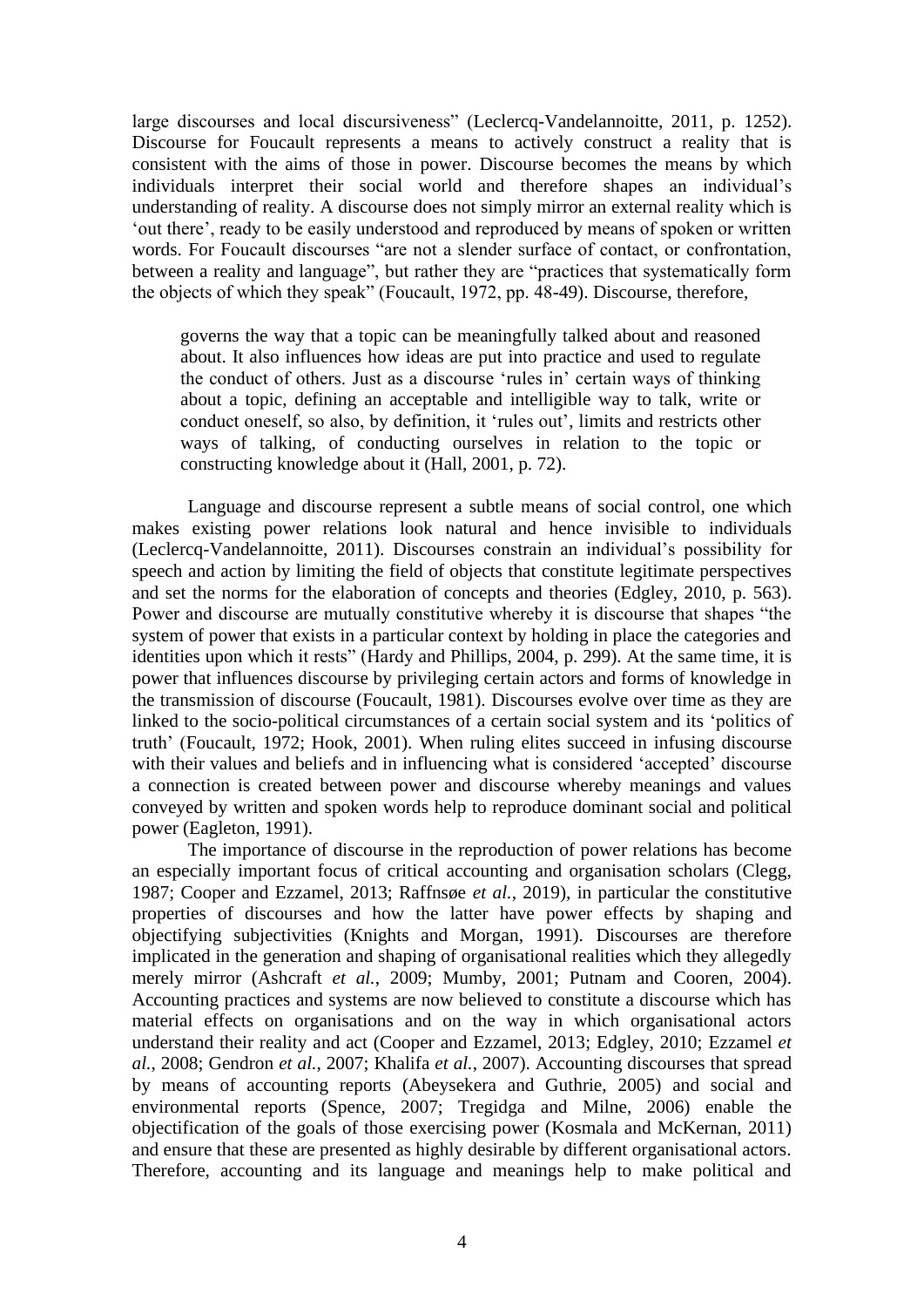large discourses and local discursiveness" (Leclercq-Vandelannoitte, 2011, p. 1252). Discourse for Foucault represents a means to actively construct a reality that is consistent with the aims of those in power. Discourse becomes the means by which individuals interpret their social world and therefore shapes an individual's understanding of reality. A discourse does not simply mirror an external reality which is 'out there', ready to be easily understood and reproduced by means of spoken or written words. For Foucault discourses "are not a slender surface of contact, or confrontation, between a reality and language", but rather they are "practices that systematically form the objects of which they speak" (Foucault, 1972, pp. 48-49). Discourse, therefore,

> governs the way that a topic can be meaningfully talked about and reasoned about. It also influences how ideas are put into practice and used to regulate the conduct of others. Just as a discourse 'rules in' certain ways of thinking about a topic, defining an acceptable and intelligible way to talk, write or conduct oneself, so also, by definition, it 'rules out', limits and restricts other ways of talking, of conducting ourselves in relation to the topic or constructing knowledge about it (Hall, 2001, p. 72).

Language and discourse represent a subtle means of social control, one which makes existing power relations look natural and hence invisible to individuals (Leclercq-Vandelannoitte, 2011). Discourses constrain an individual's possibility for speech and action by limiting the field of objects that constitute legitimate perspectives and set the norms for the elaboration of concepts and theories (Edgley, 2010, p. 563). Power and discourse are mutually constitutive whereby it is discourse that shapes "the system of power that exists in a particular context by holding in place the categories and identities upon which it rests" (Hardy and Phillips, 2004, p. 299). At the same time, it is power that influences discourse by privileging certain actors and forms of knowledge in the transmission of discourse (Foucault, 1981). Discourses evolve over time as they are linked to the socio-political circumstances of a certain social system and its 'politics of truth' (Foucault, 1972; Hook, 2001). When ruling elites succeed in infusing discourse with their values and beliefs and in influencing what is considered 'accepted' discourse a connection is created between power and discourse whereby meanings and values conveyed by written and spoken words help to reproduce dominant social and political power (Eagleton, 1991).

The importance of discourse in the reproduction of power relations has become an especially important focus of critical accounting and organisation scholars (Clegg, 1987; Cooper and Ezzamel, 2013; Raffnsøe *et al.*, 2019), in particular the constitutive properties of discourses and how the latter have power effects by shaping and objectifying subjectivities (Knights and Morgan, 1991). Discourses are therefore implicated in the generation and shaping of organisational realities which they allegedly merely mirror (Ashcraft *et al.*, 2009; Mumby, 2001; Putnam and Cooren, 2004). Accounting practices and systems are now believed to constitute a discourse which has material effects on organisations and on the way in which organisational actors understand their reality and act (Cooper and Ezzamel, 2013; Edgley, 2010; Ezzamel *et al.*, 2008; Gendron *et al.*, 2007; Khalifa *et al.*, 2007). Accounting discourses that spread by means of accounting reports (Abeysekera and Guthrie, 2005) and social and environmental reports (Spence, 2007; Tregidga and Milne, 2006) enable the objectification of the goals of those exercising power (Kosmala and McKernan, 2011) and ensure that these are presented as highly desirable by different organisational actors. Therefore, accounting and its language and meanings help to make political and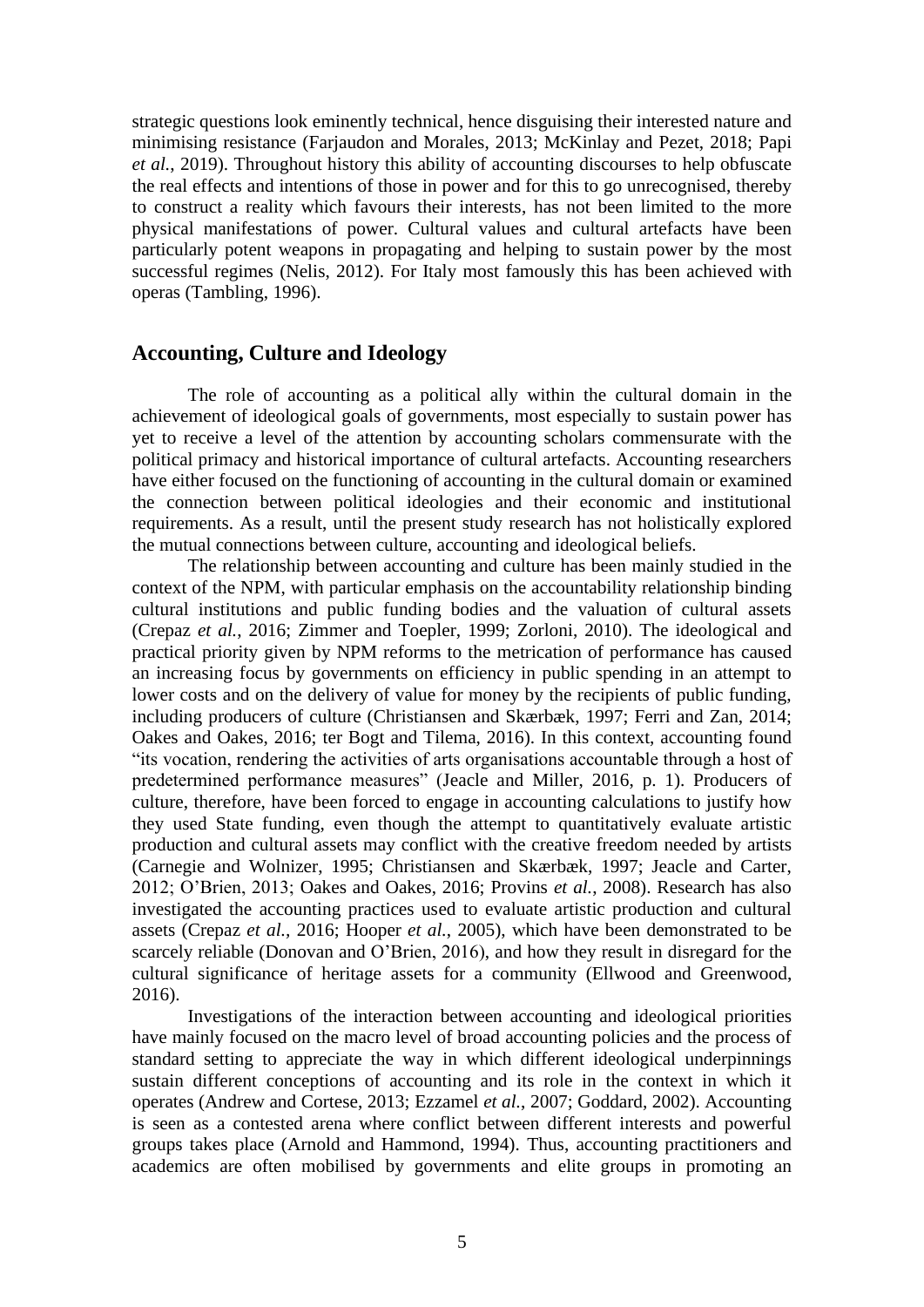strategic questions look eminently technical, hence disguising their interested nature and minimising resistance (Farjaudon and Morales, 2013; McKinlay and Pezet, 2018; Papi *et al.*, 2019). Throughout history this ability of accounting discourses to help obfuscate the real effects and intentions of those in power and for this to go unrecognised, thereby to construct a reality which favours their interests, has not been limited to the more physical manifestations of power. Cultural values and cultural artefacts have been particularly potent weapons in propagating and helping to sustain power by the most successful regimes (Nelis, 2012). For Italy most famously this has been achieved with operas (Tambling, 1996).

## Accounting, Culture and Ideology

The role of accounting as a political ally within the cultural domain in the achievement of ideological goals of governments, most especially to sustain power has yet to receive a level of the attention by accounting scholars commensurate with the political primacy and historical importance of cultural artefacts. Accounting researchers have either focused on the functioning of accounting in the cultural domain or examined the connection between political ideologies and their economic and institutional requirements. As a result, until the present study research has not holistically explored the mutual connections between culture, accounting and ideological beliefs.

The relationship between accounting and culture has been mainly studied in the context of the NPM, with particular emphasis on the accountability relationship binding cultural institutions and public funding bodies and the valuation of cultural assets (Crepaz *et al.*, 2016; Zimmer and Toepler, 1999; Zorloni, 2010). The ideological and practical priority given by NPM reforms to the metrication of performance has caused an increasing focus by governments on efficiency in public spending in an attempt to lower costs and on the delivery of value for money by the recipients of public funding, including producers of culture (Christiansen and Skærbæk, 1997; Ferri and Zan, 2014; Oakes and Oakes, 2016; ter Bogt and Tilema, 2016). In this context, accounting found "its vocation, rendering the activities of arts organisations accountable through a host of predetermined performance measures" (Jeacle and Miller, 2016, p. 1). Producers of culture, therefore, have been forced to engage in accounting calculations to justify how they used State funding, even though the attempt to quantitatively evaluate artistic production and cultural assets may conflict with the creative freedom needed by artists (Carnegie and Wolnizer, 1995; Christiansen and Skærbæk, 1997; Jeacle and Carter, 2012; O'Brien, 2013; Oakes and Oakes, 2016; Provins *et al.*, 2008). Research has also investigated the accounting practices used to evaluate artistic production and cultural assets (Crepaz *et al.*, 2016; Hooper *et al.*, 2005), which have been demonstrated to be scarcely reliable (Donovan and O'Brien, 2016), and how they result in disregard for the cultural significance of heritage assets for a community (Ellwood and Greenwood, 2016).

Investigations of the interaction between accounting and ideological priorities have mainly focused on the macro level of broad accounting policies and the process of standard setting to appreciate the way in which different ideological underpinnings sustain different conceptions of accounting and its role in the context in which it operates (Andrew and Cortese, 2013; Ezzamel *et al.*, 2007; Goddard, 2002). Accounting is seen as a contested arena where conflict between different interests and powerful groups takes place (Arnold and Hammond, 1994). Thus, accounting practitioners and academics are often mobilised by governments and elite groups in promoting an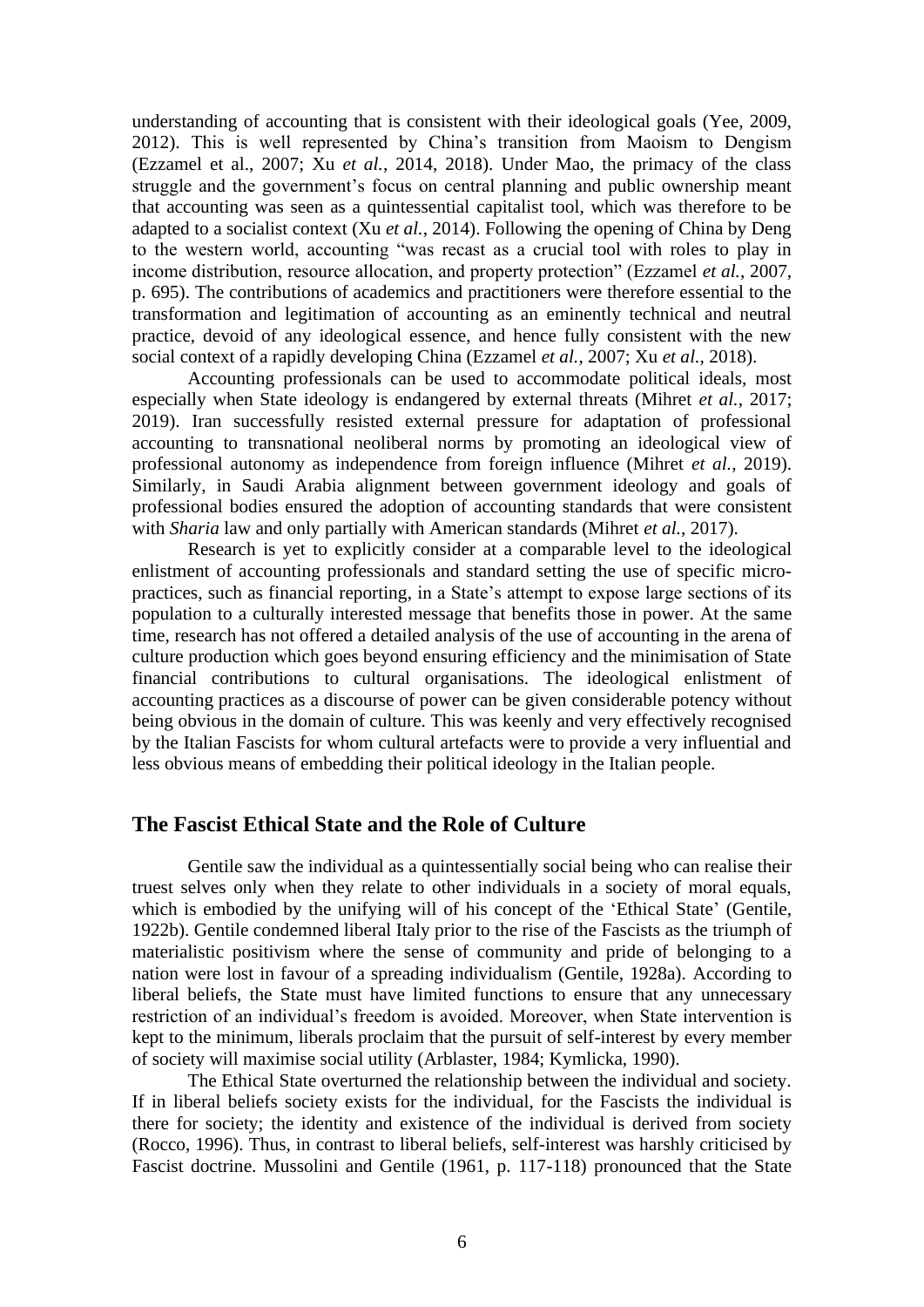understanding of accounting that is consistent with their ideological goals (Yee, 2009, 2012). This is well represented by China's transition from Maoism to Dengism (Ezzamel et al., 2007; Xu *et al.*, 2014, 2018). Under Mao, the primacy of the class struggle and the government's focus on central planning and public ownership meant that accounting was seen as a quintessential capitalist tool, which was therefore to be adapted to a socialist context (Xu *et al.*, 2014). Following the opening of China by Deng to the western world, accounting "was recast as a crucial tool with roles to play in income distribution, resource allocation, and property protection" (Ezzamel *et al.*, 2007, p. 695). The contributions of academics and practitioners were therefore essential to the transformation and legitimation of accounting as an eminently technical and neutral practice, devoid of any ideological essence, and hence fully consistent with the new social context of a rapidly developing China (Ezzamel *et al.*, 2007; Xu *et al.*, 2018).

Accounting professionals can be used to accommodate political ideals, most especially when State ideology is endangered by external threats (Mihret *et al.*, 2017; 2019). Iran successfully resisted external pressure for adaptation of professional accounting to transnational neoliberal norms by promoting an ideological view of professional autonomy as independence from foreign influence (Mihret *et al.*, 2019). Similarly, in Saudi Arabia alignment between government ideology and goals of professional bodies ensured the adoption of accounting standards that were consistent with *Sharia* law and only partially with American standards (Mihret *et al.*, 2017).

Research is yet to explicitly consider at a comparable level to the ideological enlistment of accounting professionals and standard setting the use of specific micro-practices, such as financial reporting, in a State's attempt to expose large sections of its population to a culturally interested message that benefits those in power. At the same time, research has not offered a detailed analysis of the use of accounting in the arena of culture production which goes beyond ensuring efficiency and the minimisation of State financial contributions to cultural organisations. The ideological enlistment of accounting practices as a discourse of power can be given considerable potency without being obvious in the domain of culture. This was keenly and very effectively recognised by the Italian Fascists for whom cultural artefacts were to provide a very influential and less obvious means of embedding their political ideology in the Italian people.

## The Fascist Ethical State and the Role of Culture

Gentile saw the individual as a quintessentially social being who can realise their truest selves only when they relate to other individuals in a society of moral equals, which is embodied by the unifying will of his concept of the 'Ethical State' (Gentile, 1922b). Gentile condemned liberal Italy prior to the rise of the Fascists as the triumph of materialistic positivism where the sense of community and pride of belonging to a nation were lost in favour of a spreading individualism (Gentile, 1928a). According to liberal beliefs, the State must have limited functions to ensure that any unnecessary restriction of an individual's freedom is avoided. Moreover, when State intervention is kept to the minimum, liberals proclaim that the pursuit of self-interest by every member of society will maximise social utility (Arblaster, 1984; Kymlicka, 1990).

The Ethical State overturned the relationship between the individual and society. If in liberal beliefs society exists for the individual, for the Fascists the individual is there for society; the identity and existence of the individual is derived from society (Rocco, 1996). Thus, in contrast to liberal beliefs, self-interest was harshly criticised by Fascist doctrine. Mussolini and Gentile (1961, p. 117-118) pronounced that the State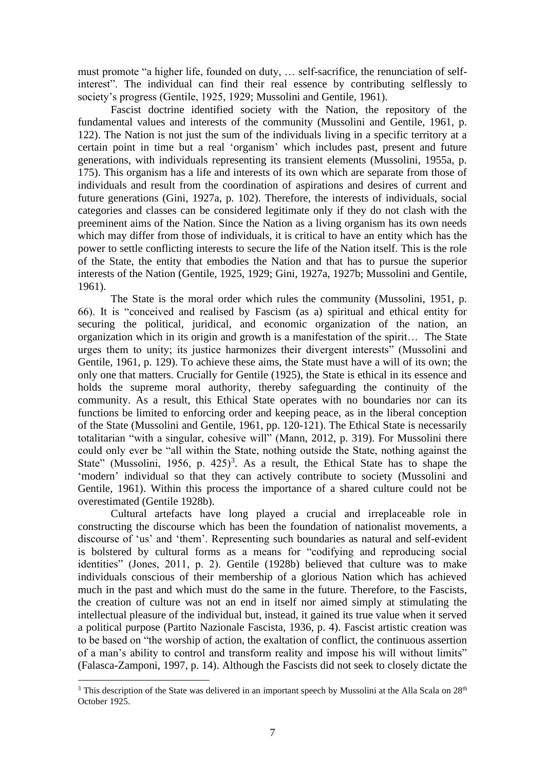must promote "a higher life, founded on duty, … self-sacrifice, the renunciation of self-interest". The individual can find their real essence by contributing selflessly to society's progress (Gentile, 1925, 1929; Mussolini and Gentile, 1961).

Fascist doctrine identified society with the Nation, the repository of the fundamental values and interests of the community (Mussolini and Gentile, 1961, p. 122). The Nation is not just the sum of the individuals living in a specific territory at a certain point in time but a real 'organism' which includes past, present and future generations, with individuals representing its transient elements (Mussolini, 1955a, p. 175). This organism has a life and interests of its own which are separate from those of individuals and result from the coordination of aspirations and desires of current and future generations (Gini, 1927a, p. 102). Therefore, the interests of individuals, social categories and classes can be considered legitimate only if they do not clash with the preeminent aims of the Nation. Since the Nation as a living organism has its own needs which may differ from those of individuals, it is critical to have an entity which has the power to settle conflicting interests to secure the life of the Nation itself. This is the role of the State, the entity that embodies the Nation and that has to pursue the superior interests of the Nation (Gentile, 1925, 1929; Gini, 1927a, 1927b; Mussolini and Gentile, 1961).

The State is the moral order which rules the community (Mussolini, 1951, p. 66). It is "conceived and realised by Fascism (as a) spiritual and ethical entity for securing the political, juridical, and economic organization of the nation, an organization which in its origin and growth is a manifestation of the spirit… The State urges them to unity; its justice harmonizes their divergent interests" (Mussolini and Gentile, 1961, p. 129). To achieve these aims, the State must have a will of its own; the only one that matters. Crucially for Gentile (1925), the State is ethical in its essence and holds the supreme moral authority, thereby safeguarding the continuity of the community. As a result, this Ethical State operates with no boundaries nor can its functions be limited to enforcing order and keeping peace, as in the liberal conception of the State (Mussolini and Gentile, 1961, pp. 120-121). The Ethical State is necessarily totalitarian "with a singular, cohesive will" (Mann, 2012, p. 319). For Mussolini there could only ever be "all within the State, nothing outside the State, nothing against the State" (Mussolini, 1956, p. 425)[3]. As a result, the Ethical State has to shape the 'modern' individual so that they can actively contribute to society (Mussolini and Gentile, 1961). Within this process the importance of a shared culture could not be overestimated (Gentile 1928b).

Cultural artefacts have long played a crucial and irreplaceable role in constructing the discourse which has been the foundation of nationalist movements, a discourse of 'us' and 'them'. Representing such boundaries as natural and self-evident is bolstered by cultural forms as a means for "codifying and reproducing social identities" (Jones, 2011, p. 2). Gentile (1928b) believed that culture was to make individuals conscious of their membership of a glorious Nation which has achieved much in the past and which must do the same in the future. Therefore, to the Fascists, the creation of culture was not an end in itself nor aimed simply at stimulating the intellectual pleasure of the individual but, instead, it gained its true value when it served a political purpose (Partito Nazionale Fascista, 1936, p. 4). Fascist artistic creation was to be based on "the worship of action, the exaltation of conflict, the continuous assertion of a man's ability to control and transform reality and impose his will without limits" (Falasca-Zamponi, 1997, p. 14). Although the Fascists did not seek to closely dictate the

[3] This description of the State was delivered in an important speech by Mussolini at the Alla Scala on 28th October 1925.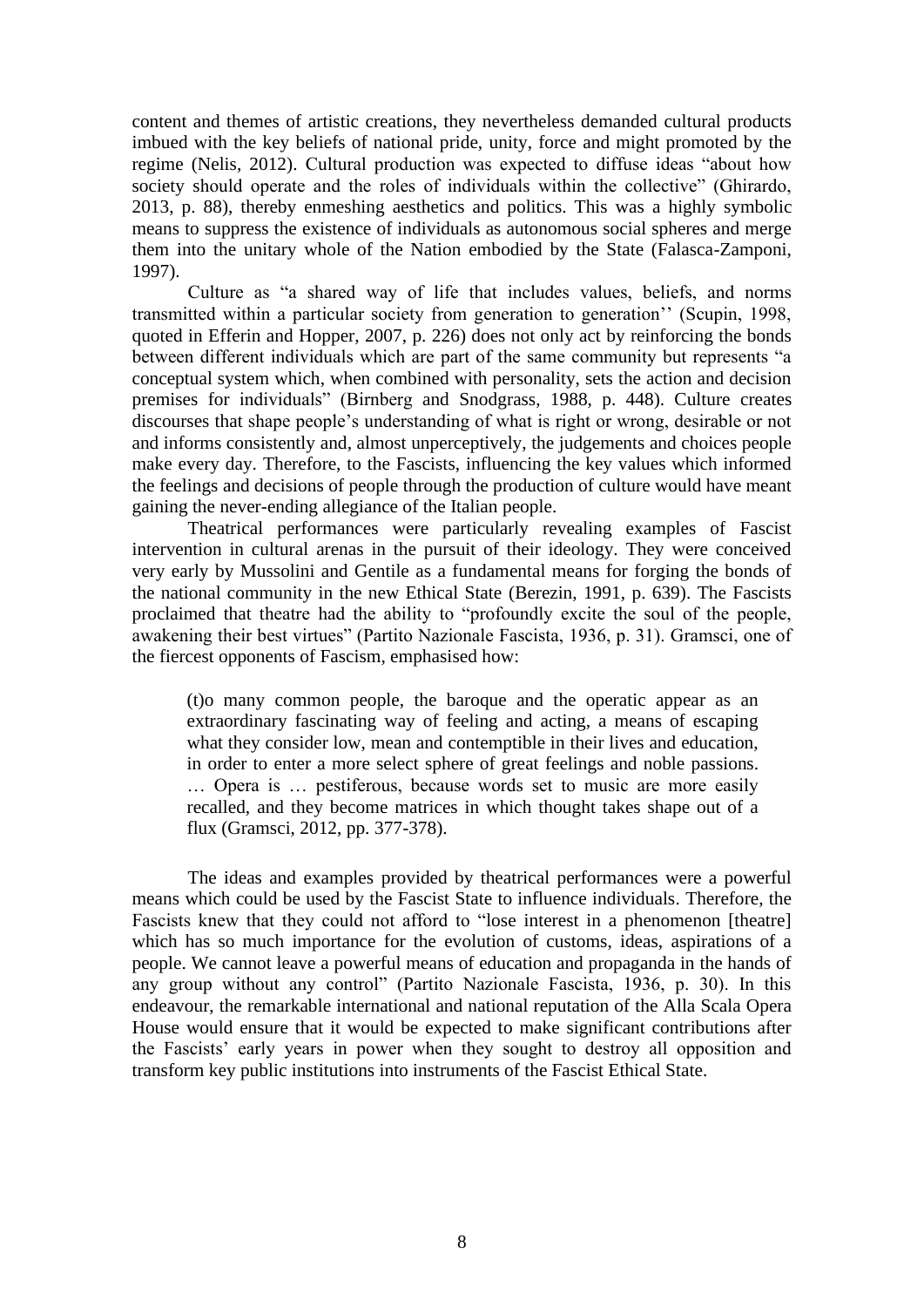content and themes of artistic creations, they nevertheless demanded cultural products imbued with the key beliefs of national pride, unity, force and might promoted by the regime (Nelis, 2012). Cultural production was expected to diffuse ideas "about how society should operate and the roles of individuals within the collective" (Ghirardo, 2013, p. 88), thereby enmeshing aesthetics and politics. This was a highly symbolic means to suppress the existence of individuals as autonomous social spheres and merge them into the unitary whole of the Nation embodied by the State (Falasca-Zamponi, 1997).

Culture as "a shared way of life that includes values, beliefs, and norms transmitted within a particular society from generation to generation'' (Scupin, 1998, quoted in Efferin and Hopper, 2007, p. 226) does not only act by reinforcing the bonds between different individuals which are part of the same community but represents "a conceptual system which, when combined with personality, sets the action and decision premises for individuals" (Birnberg and Snodgrass, 1988, p. 448). Culture creates discourses that shape people's understanding of what is right or wrong, desirable or not and informs consistently and, almost unperceptively, the judgements and choices people make every day. Therefore, to the Fascists, influencing the key values which informed the feelings and decisions of people through the production of culture would have meant gaining the never-ending allegiance of the Italian people.

Theatrical performances were particularly revealing examples of Fascist intervention in cultural arenas in the pursuit of their ideology. They were conceived very early by Mussolini and Gentile as a fundamental means for forging the bonds of the national community in the new Ethical State (Berezin, 1991, p. 639). The Fascists proclaimed that theatre had the ability to "profoundly excite the soul of the people, awakening their best virtues" (Partito Nazionale Fascista, 1936, p. 31). Gramsci, one of the fiercest opponents of Fascism, emphasised how:

> (t)o many common people, the baroque and the operatic appear as an extraordinary fascinating way of feeling and acting, a means of escaping what they consider low, mean and contemptible in their lives and education, in order to enter a more select sphere of great feelings and noble passions. … Opera is … pestiferous, because words set to music are more easily recalled, and they become matrices in which thought takes shape out of a flux (Gramsci, 2012, pp. 377-378).

The ideas and examples provided by theatrical performances were a powerful means which could be used by the Fascist State to influence individuals. Therefore, the Fascists knew that they could not afford to "lose interest in a phenomenon [theatre] which has so much importance for the evolution of customs, ideas, aspirations of a people. We cannot leave a powerful means of education and propaganda in the hands of any group without any control" (Partito Nazionale Fascista, 1936, p. 30). In this endeavour, the remarkable international and national reputation of the Alla Scala Opera House would ensure that it would be expected to make significant contributions after the Fascists' early years in power when they sought to destroy all opposition and transform key public institutions into instruments of the Fascist Ethical State.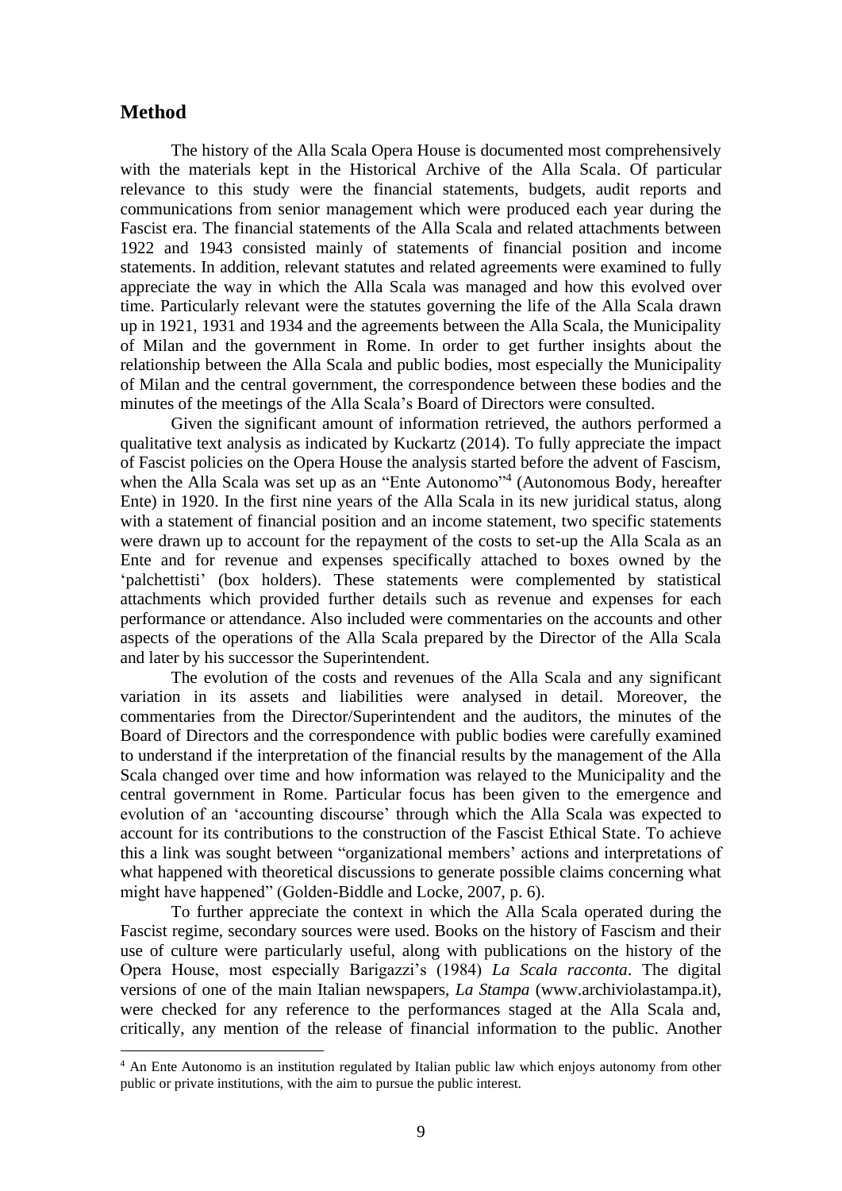## Method

The history of the Alla Scala Opera House is documented most comprehensively with the materials kept in the Historical Archive of the Alla Scala. Of particular relevance to this study were the financial statements, budgets, audit reports and communications from senior management which were produced each year during the Fascist era. The financial statements of the Alla Scala and related attachments between 1922 and 1943 consisted mainly of statements of financial position and income statements. In addition, relevant statutes and related agreements were examined to fully appreciate the way in which the Alla Scala was managed and how this evolved over time. Particularly relevant were the statutes governing the life of the Alla Scala drawn up in 1921, 1931 and 1934 and the agreements between the Alla Scala, the Municipality of Milan and the government in Rome. In order to get further insights about the relationship between the Alla Scala and public bodies, most especially the Municipality of Milan and the central government, the correspondence between these bodies and the minutes of the meetings of the Alla Scala's Board of Directors were consulted.

Given the significant amount of information retrieved, the authors performed a qualitative text analysis as indicated by Kuckartz (2014). To fully appreciate the impact of Fascist policies on the Opera House the analysis started before the advent of Fascism, when the Alla Scala was set up as an "Ente Autonomo"[4] (Autonomous Body, hereafter Ente) in 1920. In the first nine years of the Alla Scala in its new juridical status, along with a statement of financial position and an income statement, two specific statements were drawn up to account for the repayment of the costs to set-up the Alla Scala as an Ente and for revenue and expenses specifically attached to boxes owned by the 'palchettisti' (box holders). These statements were complemented by statistical attachments which provided further details such as revenue and expenses for each performance or attendance. Also included were commentaries on the accounts and other aspects of the operations of the Alla Scala prepared by the Director of the Alla Scala and later by his successor the Superintendent.

The evolution of the costs and revenues of the Alla Scala and any significant variation in its assets and liabilities were analysed in detail. Moreover, the commentaries from the Director/Superintendent and the auditors, the minutes of the Board of Directors and the correspondence with public bodies were carefully examined to understand if the interpretation of the financial results by the management of the Alla Scala changed over time and how information was relayed to the Municipality and the central government in Rome. Particular focus has been given to the emergence and evolution of an 'accounting discourse' through which the Alla Scala was expected to account for its contributions to the construction of the Fascist Ethical State. To achieve this a link was sought between "organizational members' actions and interpretations of what happened with theoretical discussions to generate possible claims concerning what might have happened" (Golden-Biddle and Locke, 2007, p. 6).

To further appreciate the context in which the Alla Scala operated during the Fascist regime, secondary sources were used. Books on the history of Fascism and their use of culture were particularly useful, along with publications on the history of the Opera House, most especially Barigazzi's (1984) *La Scala racconta*. The digital versions of one of the main Italian newspapers, *La Stampa* (www.archiviolastampa.it), were checked for any reference to the performances staged at the Alla Scala and, critically, any mention of the release of financial information to the public. Another

[4] An Ente Autonomo is an institution regulated by Italian public law which enjoys autonomy from other public or private institutions, with the aim to pursue the public interest.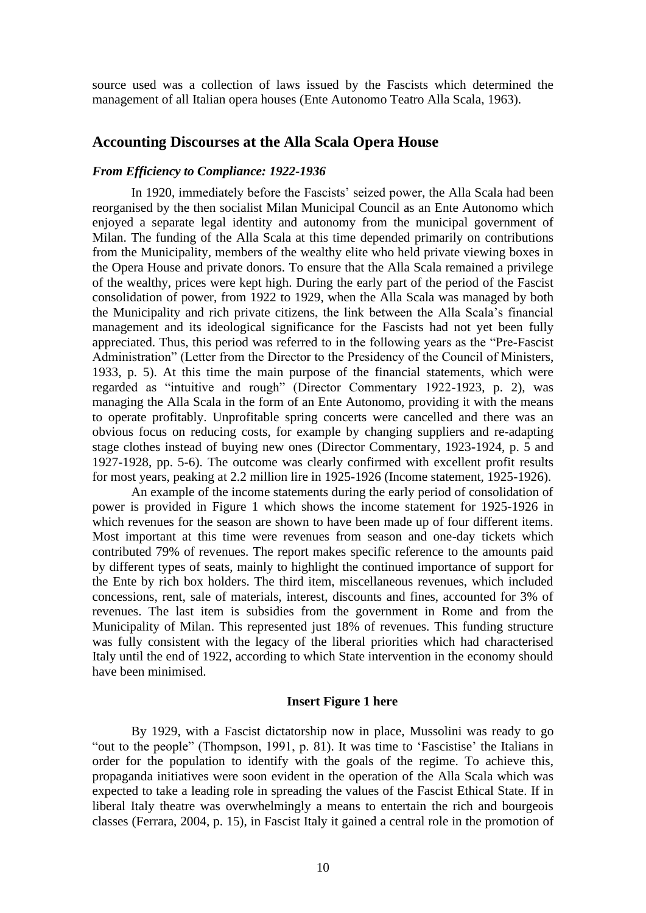source used was a collection of laws issued by the Fascists which determined the management of all Italian opera houses (Ente Autonomo Teatro Alla Scala, 1963).

## Accounting Discourses at the Alla Scala Opera House

### *From Efficiency to Compliance: 1922-1936*

In 1920, immediately before the Fascists' seized power, the Alla Scala had been reorganised by the then socialist Milan Municipal Council as an Ente Autonomo which enjoyed a separate legal identity and autonomy from the municipal government of Milan. The funding of the Alla Scala at this time depended primarily on contributions from the Municipality, members of the wealthy elite who held private viewing boxes in the Opera House and private donors. To ensure that the Alla Scala remained a privilege of the wealthy, prices were kept high. During the early part of the period of the Fascist consolidation of power, from 1922 to 1929, when the Alla Scala was managed by both the Municipality and rich private citizens, the link between the Alla Scala's financial management and its ideological significance for the Fascists had not yet been fully appreciated. Thus, this period was referred to in the following years as the "Pre-Fascist Administration" (Letter from the Director to the Presidency of the Council of Ministers, 1933, p. 5). At this time the main purpose of the financial statements, which were regarded as "intuitive and rough" (Director Commentary 1922-1923, p. 2), was managing the Alla Scala in the form of an Ente Autonomo, providing it with the means to operate profitably. Unprofitable spring concerts were cancelled and there was an obvious focus on reducing costs, for example by changing suppliers and re-adapting stage clothes instead of buying new ones (Director Commentary, 1923-1924, p. 5 and 1927-1928, pp. 5-6). The outcome was clearly confirmed with excellent profit results for most years, peaking at 2.2 million lire in 1925-1926 (Income statement, 1925-1926).

An example of the income statements during the early period of consolidation of power is provided in Figure 1 which shows the income statement for 1925-1926 in which revenues for the season are shown to have been made up of four different items. Most important at this time were revenues from season and one-day tickets which contributed 79% of revenues. The report makes specific reference to the amounts paid by different types of seats, mainly to highlight the continued importance of support for the Ente by rich box holders. The third item, miscellaneous revenues, which included concessions, rent, sale of materials, interest, discounts and fines, accounted for 3% of revenues. The last item is subsidies from the government in Rome and from the Municipality of Milan. This represented just 18% of revenues. This funding structure was fully consistent with the legacy of the liberal priorities which had characterised Italy until the end of 1922, according to which State intervention in the economy should have been minimised.

**Insert Figure 1 here**

By 1929, with a Fascist dictatorship now in place, Mussolini was ready to go "out to the people" (Thompson, 1991, p. 81). It was time to 'Fascistise' the Italians in order for the population to identify with the goals of the regime. To achieve this, propaganda initiatives were soon evident in the operation of the Alla Scala which was expected to take a leading role in spreading the values of the Fascist Ethical State. If in liberal Italy theatre was overwhelmingly a means to entertain the rich and bourgeois classes (Ferrara, 2004, p. 15), in Fascist Italy it gained a central role in the promotion of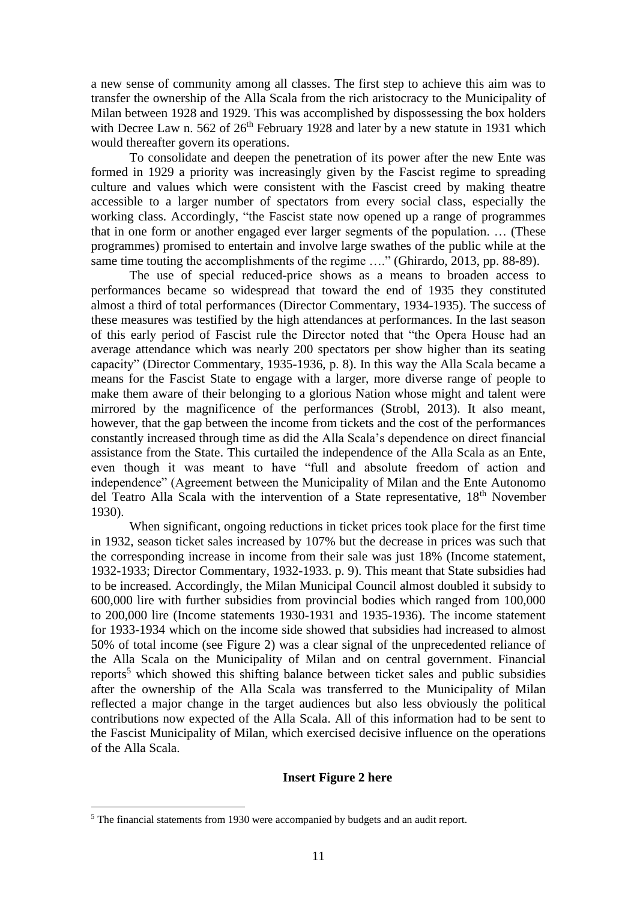a new sense of community among all classes. The first step to achieve this aim was to transfer the ownership of the Alla Scala from the rich aristocracy to the Municipality of Milan between 1928 and 1929. This was accomplished by dispossessing the box holders with Decree Law n. 562 of 26th February 1928 and later by a new statute in 1931 which would thereafter govern its operations.

To consolidate and deepen the penetration of its power after the new Ente was formed in 1929 a priority was increasingly given by the Fascist regime to spreading culture and values which were consistent with the Fascist creed by making theatre accessible to a larger number of spectators from every social class, especially the working class. Accordingly, "the Fascist state now opened up a range of programmes that in one form or another engaged ever larger segments of the population. … (These programmes) promised to entertain and involve large swathes of the public while at the same time touting the accomplishments of the regime …." (Ghirardo, 2013, pp. 88-89).

The use of special reduced-price shows as a means to broaden access to performances became so widespread that toward the end of 1935 they constituted almost a third of total performances (Director Commentary, 1934-1935). The success of these measures was testified by the high attendances at performances. In the last season of this early period of Fascist rule the Director noted that "the Opera House had an average attendance which was nearly 200 spectators per show higher than its seating capacity" (Director Commentary, 1935-1936, p. 8). In this way the Alla Scala became a means for the Fascist State to engage with a larger, more diverse range of people to make them aware of their belonging to a glorious Nation whose might and talent were mirrored by the magnificence of the performances (Strobl, 2013). It also meant, however, that the gap between the income from tickets and the cost of the performances constantly increased through time as did the Alla Scala's dependence on direct financial assistance from the State. This curtailed the independence of the Alla Scala as an Ente, even though it was meant to have "full and absolute freedom of action and independence" (Agreement between the Municipality of Milan and the Ente Autonomo del Teatro Alla Scala with the intervention of a State representative, 18th November 1930).

When significant, ongoing reductions in ticket prices took place for the first time in 1932, season ticket sales increased by 107% but the decrease in prices was such that the corresponding increase in income from their sale was just 18% (Income statement, 1932-1933; Director Commentary, 1932-1933. p. 9). This meant that State subsidies had to be increased. Accordingly, the Milan Municipal Council almost doubled it subsidy to 600,000 lire with further subsidies from provincial bodies which ranged from 100,000 to 200,000 lire (Income statements 1930-1931 and 1935-1936). The income statement for 1933-1934 which on the income side showed that subsidies had increased to almost 50% of total income (see Figure 2) was a clear signal of the unprecedented reliance of the Alla Scala on the Municipality of Milan and on central government. Financial reports[5] which showed this shifting balance between ticket sales and public subsidies after the ownership of the Alla Scala was transferred to the Municipality of Milan reflected a major change in the target audiences but also less obviously the political contributions now expected of the Alla Scala. All of this information had to be sent to the Fascist Municipality of Milan, which exercised decisive influence on the operations of the Alla Scala.

**Insert Figure 2 here**

[5] The financial statements from 1930 were accompanied by budgets and an audit report.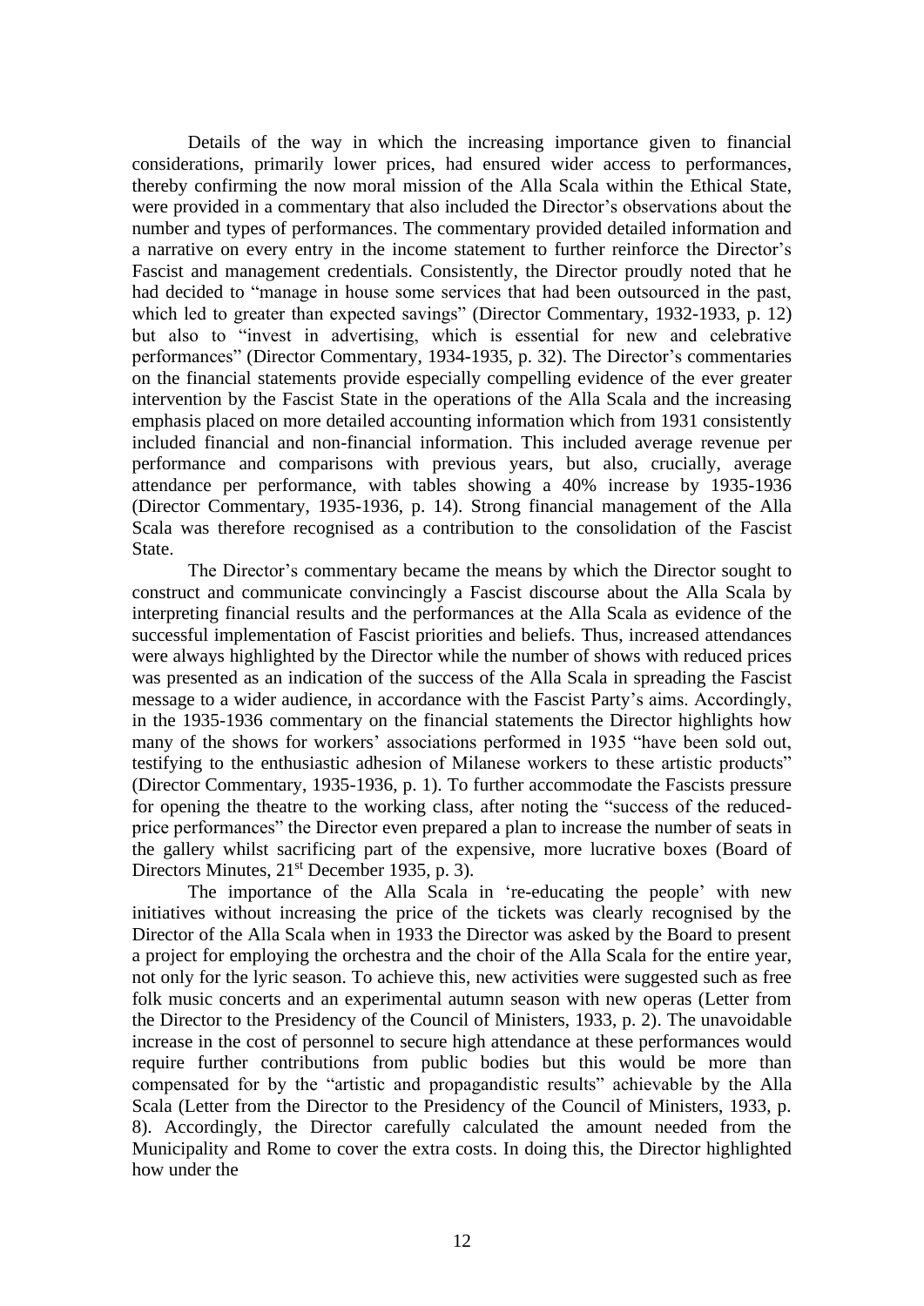Details of the way in which the increasing importance given to financial considerations, primarily lower prices, had ensured wider access to performances, thereby confirming the now moral mission of the Alla Scala within the Ethical State, were provided in a commentary that also included the Director's observations about the number and types of performances. The commentary provided detailed information and a narrative on every entry in the income statement to further reinforce the Director's Fascist and management credentials. Consistently, the Director proudly noted that he had decided to "manage in house some services that had been outsourced in the past, which led to greater than expected savings" (Director Commentary, 1932-1933, p. 12) but also to "invest in advertising, which is essential for new and celebrative performances" (Director Commentary, 1934-1935, p. 32). The Director's commentaries on the financial statements provide especially compelling evidence of the ever greater intervention by the Fascist State in the operations of the Alla Scala and the increasing emphasis placed on more detailed accounting information which from 1931 consistently included financial and non-financial information. This included average revenue per performance and comparisons with previous years, but also, crucially, average attendance per performance, with tables showing a 40% increase by 1935-1936 (Director Commentary, 1935-1936, p. 14). Strong financial management of the Alla Scala was therefore recognised as a contribution to the consolidation of the Fascist State.

The Director's commentary became the means by which the Director sought to construct and communicate convincingly a Fascist discourse about the Alla Scala by interpreting financial results and the performances at the Alla Scala as evidence of the successful implementation of Fascist priorities and beliefs. Thus, increased attendances were always highlighted by the Director while the number of shows with reduced prices was presented as an indication of the success of the Alla Scala in spreading the Fascist message to a wider audience, in accordance with the Fascist Party's aims. Accordingly, in the 1935-1936 commentary on the financial statements the Director highlights how many of the shows for workers' associations performed in 1935 "have been sold out, testifying to the enthusiastic adhesion of Milanese workers to these artistic products" (Director Commentary, 1935-1936, p. 1). To further accommodate the Fascists pressure for opening the theatre to the working class, after noting the "success of the reduced-price performances" the Director even prepared a plan to increase the number of seats in the gallery whilst sacrificing part of the expensive, more lucrative boxes (Board of Directors Minutes, 21st December 1935, p. 3).

The importance of the Alla Scala in 're-educating the people' with new initiatives without increasing the price of the tickets was clearly recognised by the Director of the Alla Scala when in 1933 the Director was asked by the Board to present a project for employing the orchestra and the choir of the Alla Scala for the entire year, not only for the lyric season. To achieve this, new activities were suggested such as free folk music concerts and an experimental autumn season with new operas (Letter from the Director to the Presidency of the Council of Ministers, 1933, p. 2). The unavoidable increase in the cost of personnel to secure high attendance at these performances would require further contributions from public bodies but this would be more than compensated for by the "artistic and propagandistic results" achievable by the Alla Scala (Letter from the Director to the Presidency of the Council of Ministers, 1933, p. 8). Accordingly, the Director carefully calculated the amount needed from the Municipality and Rome to cover the extra costs. In doing this, the Director highlighted how under the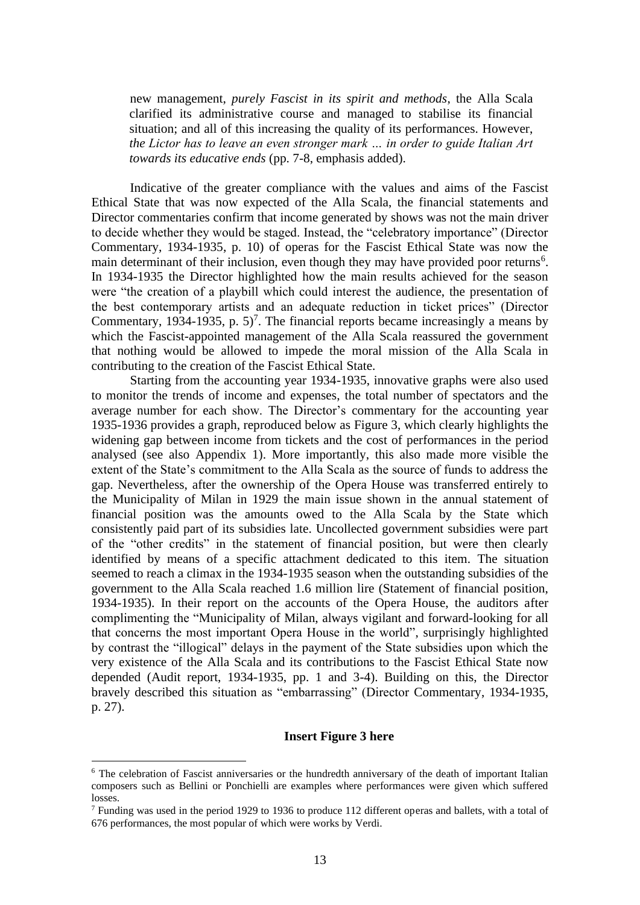new management, *purely Fascist in its spirit and methods*, the Alla Scala clarified its administrative course and managed to stabilise its financial situation; and all of this increasing the quality of its performances. However, *the Lictor has to leave an even stronger mark … in order to guide Italian Art towards its educative ends* (pp. 7-8, emphasis added).

Indicative of the greater compliance with the values and aims of the Fascist Ethical State that was now expected of the Alla Scala, the financial statements and Director commentaries confirm that income generated by shows was not the main driver to decide whether they would be staged. Instead, the "celebratory importance" (Director Commentary, 1934-1935, p. 10) of operas for the Fascist Ethical State was now the main determinant of their inclusion, even though they may have provided poor returns[6]. In 1934-1935 the Director highlighted how the main results achieved for the season were "the creation of a playbill which could interest the audience, the presentation of the best contemporary artists and an adequate reduction in ticket prices" (Director Commentary, 1934-1935, p. 5)[7]. The financial reports became increasingly a means by which the Fascist-appointed management of the Alla Scala reassured the government that nothing would be allowed to impede the moral mission of the Alla Scala in contributing to the creation of the Fascist Ethical State.

Starting from the accounting year 1934-1935, innovative graphs were also used to monitor the trends of income and expenses, the total number of spectators and the average number for each show. The Director's commentary for the accounting year 1935-1936 provides a graph, reproduced below as Figure 3, which clearly highlights the widening gap between income from tickets and the cost of performances in the period analysed (see also Appendix 1). More importantly, this also made more visible the extent of the State's commitment to the Alla Scala as the source of funds to address the gap. Nevertheless, after the ownership of the Opera House was transferred entirely to the Municipality of Milan in 1929 the main issue shown in the annual statement of financial position was the amounts owed to the Alla Scala by the State which consistently paid part of its subsidies late. Uncollected government subsidies were part of the "other credits" in the statement of financial position, but were then clearly identified by means of a specific attachment dedicated to this item. The situation seemed to reach a climax in the 1934-1935 season when the outstanding subsidies of the government to the Alla Scala reached 1.6 million lire (Statement of financial position, 1934-1935). In their report on the accounts of the Opera House, the auditors after complimenting the "Municipality of Milan, always vigilant and forward-looking for all that concerns the most important Opera House in the world", surprisingly highlighted by contrast the "illogical" delays in the payment of the State subsidies upon which the very existence of the Alla Scala and its contributions to the Fascist Ethical State now depended (Audit report, 1934-1935, pp. 1 and 3-4). Building on this, the Director bravely described this situation as "embarrassing" (Director Commentary, 1934-1935, p. 27).

**Insert Figure 3 here**

[6] The celebration of Fascist anniversaries or the hundredth anniversary of the death of important Italian composers such as Bellini or Ponchielli are examples where performances were given which suffered losses.

[7] Funding was used in the period 1929 to 1936 to produce 112 different operas and ballets, with a total of 676 performances, the most popular of which were works by Verdi.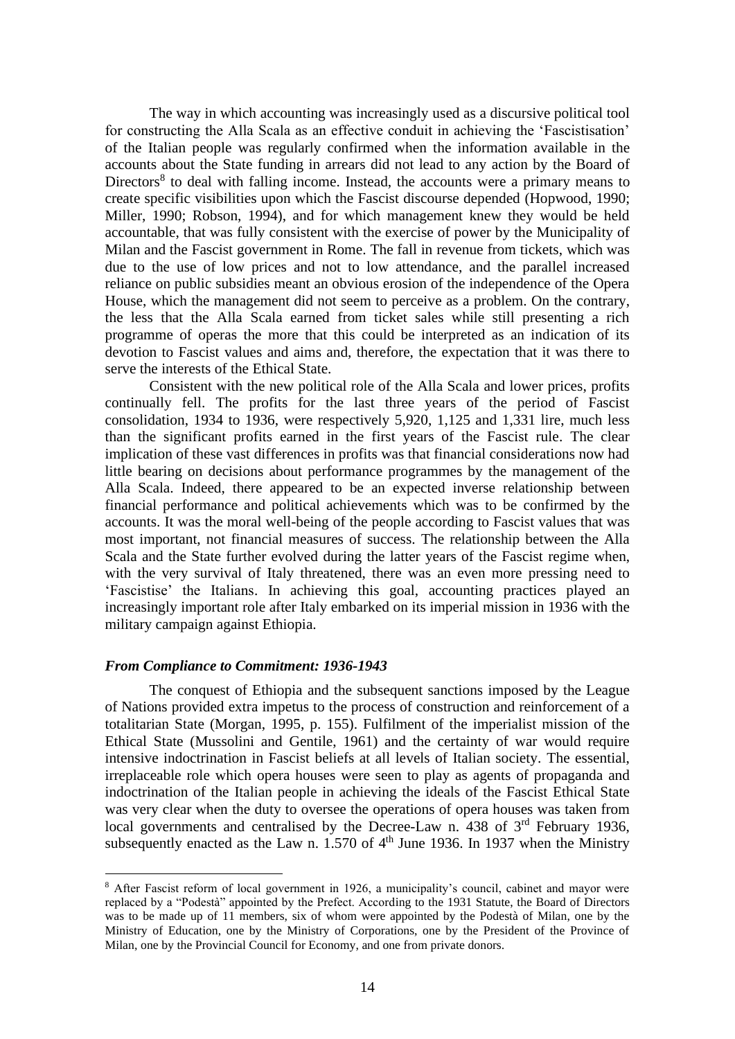The way in which accounting was increasingly used as a discursive political tool for constructing the Alla Scala as an effective conduit in achieving the 'Fascistisation' of the Italian people was regularly confirmed when the information available in the accounts about the State funding in arrears did not lead to any action by the Board of Directors[8] to deal with falling income. Instead, the accounts were a primary means to create specific visibilities upon which the Fascist discourse depended (Hopwood, 1990; Miller, 1990; Robson, 1994), and for which management knew they would be held accountable, that was fully consistent with the exercise of power by the Municipality of Milan and the Fascist government in Rome. The fall in revenue from tickets, which was due to the use of low prices and not to low attendance, and the parallel increased reliance on public subsidies meant an obvious erosion of the independence of the Opera House, which the management did not seem to perceive as a problem. On the contrary, the less that the Alla Scala earned from ticket sales while still presenting a rich programme of operas the more that this could be interpreted as an indication of its devotion to Fascist values and aims and, therefore, the expectation that it was there to serve the interests of the Ethical State.

Consistent with the new political role of the Alla Scala and lower prices, profits continually fell. The profits for the last three years of the period of Fascist consolidation, 1934 to 1936, were respectively 5,920, 1,125 and 1,331 lire, much less than the significant profits earned in the first years of the Fascist rule. The clear implication of these vast differences in profits was that financial considerations now had little bearing on decisions about performance programmes by the management of the Alla Scala. Indeed, there appeared to be an expected inverse relationship between financial performance and political achievements which was to be confirmed by the accounts. It was the moral well-being of the people according to Fascist values that was most important, not financial measures of success. The relationship between the Alla Scala and the State further evolved during the latter years of the Fascist regime when, with the very survival of Italy threatened, there was an even more pressing need to 'Fascistise' the Italians. In achieving this goal, accounting practices played an increasingly important role after Italy embarked on its imperial mission in 1936 with the military campaign against Ethiopia.

### *From Compliance to Commitment: 1936-1943*

The conquest of Ethiopia and the subsequent sanctions imposed by the League of Nations provided extra impetus to the process of construction and reinforcement of a totalitarian State (Morgan, 1995, p. 155). Fulfilment of the imperialist mission of the Ethical State (Mussolini and Gentile, 1961) and the certainty of war would require intensive indoctrination in Fascist beliefs at all levels of Italian society. The essential, irreplaceable role which opera houses were seen to play as agents of propaganda and indoctrination of the Italian people in achieving the ideals of the Fascist Ethical State was very clear when the duty to oversee the operations of opera houses was taken from local governments and centralised by the Decree-Law n. 438 of 3rd February 1936, subsequently enacted as the Law n. 1.570 of 4th June 1936. In 1937 when the Ministry

[8] After Fascist reform of local government in 1926, a municipality's council, cabinet and mayor were replaced by a "Podestà" appointed by the Prefect. According to the 1931 Statute, the Board of Directors was to be made up of 11 members, six of whom were appointed by the Podestà of Milan, one by the Ministry of Education, one by the Ministry of Corporations, one by the President of the Province of Milan, one by the Provincial Council for Economy, and one from private donors.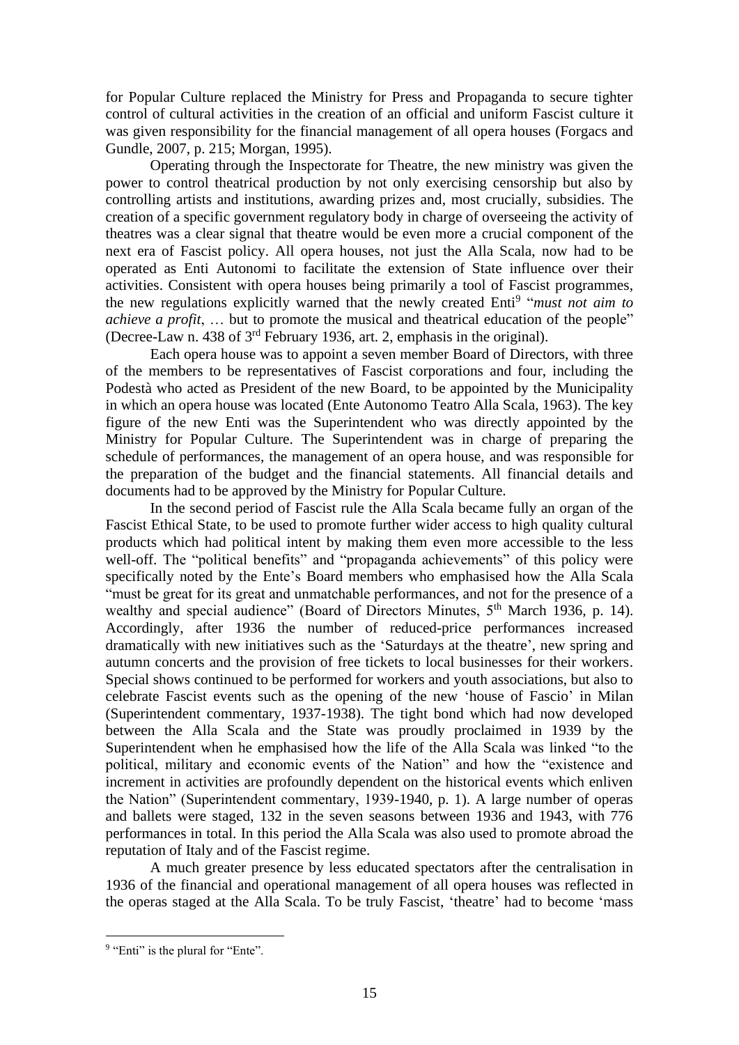for Popular Culture replaced the Ministry for Press and Propaganda to secure tighter control of cultural activities in the creation of an official and uniform Fascist culture it was given responsibility for the financial management of all opera houses (Forgacs and Gundle, 2007, p. 215; Morgan, 1995).

Operating through the Inspectorate for Theatre, the new ministry was given the power to control theatrical production by not only exercising censorship but also by controlling artists and institutions, awarding prizes and, most crucially, subsidies. The creation of a specific government regulatory body in charge of overseeing the activity of theatres was a clear signal that theatre would be even more a crucial component of the next era of Fascist policy. All opera houses, not just the Alla Scala, now had to be operated as Enti Autonomi to facilitate the extension of State influence over their activities. Consistent with opera houses being primarily a tool of Fascist programmes, the new regulations explicitly warned that the newly created Enti[9] "*must not aim to achieve a profit*, … but to promote the musical and theatrical education of the people" (Decree-Law n. 438 of 3rd February 1936, art. 2, emphasis in the original).

Each opera house was to appoint a seven member Board of Directors, with three of the members to be representatives of Fascist corporations and four, including the Podestà who acted as President of the new Board, to be appointed by the Municipality in which an opera house was located (Ente Autonomo Teatro Alla Scala, 1963). The key figure of the new Enti was the Superintendent who was directly appointed by the Ministry for Popular Culture. The Superintendent was in charge of preparing the schedule of performances, the management of an opera house, and was responsible for the preparation of the budget and the financial statements. All financial details and documents had to be approved by the Ministry for Popular Culture.

In the second period of Fascist rule the Alla Scala became fully an organ of the Fascist Ethical State, to be used to promote further wider access to high quality cultural products which had political intent by making them even more accessible to the less well-off. The "political benefits" and "propaganda achievements" of this policy were specifically noted by the Ente's Board members who emphasised how the Alla Scala "must be great for its great and unmatchable performances, and not for the presence of a wealthy and special audience" (Board of Directors Minutes, 5th March 1936, p. 14). Accordingly, after 1936 the number of reduced-price performances increased dramatically with new initiatives such as the 'Saturdays at the theatre', new spring and autumn concerts and the provision of free tickets to local businesses for their workers. Special shows continued to be performed for workers and youth associations, but also to celebrate Fascist events such as the opening of the new 'house of Fascio' in Milan (Superintendent commentary, 1937-1938). The tight bond which had now developed between the Alla Scala and the State was proudly proclaimed in 1939 by the Superintendent when he emphasised how the life of the Alla Scala was linked "to the political, military and economic events of the Nation" and how the "existence and increment in activities are profoundly dependent on the historical events which enliven the Nation" (Superintendent commentary, 1939-1940, p. 1). A large number of operas and ballets were staged, 132 in the seven seasons between 1936 and 1943, with 776 performances in total. In this period the Alla Scala was also used to promote abroad the reputation of Italy and of the Fascist regime.

A much greater presence by less educated spectators after the centralisation in 1936 of the financial and operational management of all opera houses was reflected in the operas staged at the Alla Scala. To be truly Fascist, 'theatre' had to become 'mass

[9] "Enti" is the plural for "Ente".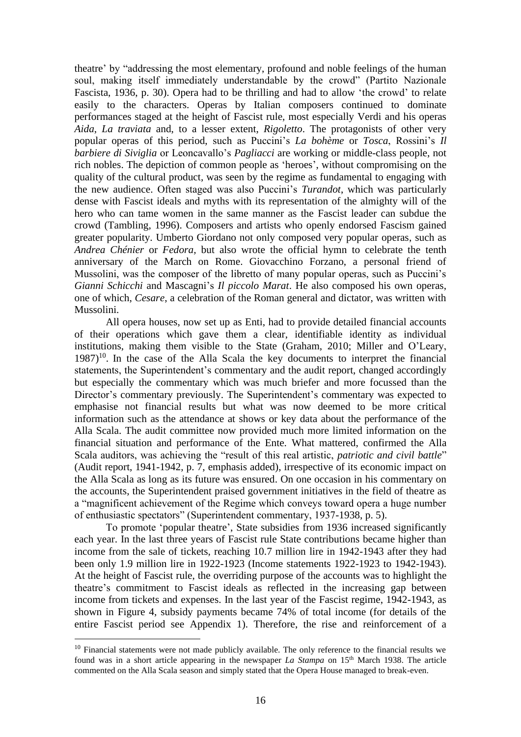theatre' by "addressing the most elementary, profound and noble feelings of the human soul, making itself immediately understandable by the crowd" (Partito Nazionale Fascista, 1936, p. 30). Opera had to be thrilling and had to allow 'the crowd' to relate easily to the characters. Operas by Italian composers continued to dominate performances staged at the height of Fascist rule, most especially Verdi and his operas *Aida*, *La traviata* and, to a lesser extent, *Rigoletto*. The protagonists of other very popular operas of this period, such as Puccini's *La bohème* or *Tosca*, Rossini's *Il barbiere di Siviglia* or Leoncavallo's *Pagliacci* are working or middle-class people, not rich nobles. The depiction of common people as 'heroes', without compromising on the quality of the cultural product, was seen by the regime as fundamental to engaging with the new audience. Often staged was also Puccini's *Turandot*, which was particularly dense with Fascist ideals and myths with its representation of the almighty will of the hero who can tame women in the same manner as the Fascist leader can subdue the crowd (Tambling, 1996). Composers and artists who openly endorsed Fascism gained greater popularity. Umberto Giordano not only composed very popular operas, such as *Andrea Chénier* or *Fedora,* but also wrote the official hymn to celebrate the tenth anniversary of the March on Rome. Giovacchino Forzano, a personal friend of Mussolini, was the composer of the libretto of many popular operas, such as Puccini's *Gianni Schicchi* and Mascagni's *Il piccolo Marat*. He also composed his own operas, one of which, *Cesare*, a celebration of the Roman general and dictator, was written with Mussolini.

All opera houses, now set up as Enti, had to provide detailed financial accounts of their operations which gave them a clear, identifiable identity as individual institutions, making them visible to the State (Graham, 2010; Miller and O'Leary, 1987)[10]. In the case of the Alla Scala the key documents to interpret the financial statements, the Superintendent's commentary and the audit report, changed accordingly but especially the commentary which was much briefer and more focussed than the Director's commentary previously. The Superintendent's commentary was expected to emphasise not financial results but what was now deemed to be more critical information such as the attendance at shows or key data about the performance of the Alla Scala. The audit committee now provided much more limited information on the financial situation and performance of the Ente. What mattered, confirmed the Alla Scala auditors, was achieving the "result of this real artistic, *patriotic and civil battle*" (Audit report, 1941-1942, p. 7, emphasis added), irrespective of its economic impact on the Alla Scala as long as its future was ensured. On one occasion in his commentary on the accounts, the Superintendent praised government initiatives in the field of theatre as a "magnificent achievement of the Regime which conveys toward opera a huge number of enthusiastic spectators" (Superintendent commentary, 1937-1938, p. 5).

To promote 'popular theatre', State subsidies from 1936 increased significantly each year. In the last three years of Fascist rule State contributions became higher than income from the sale of tickets, reaching 10.7 million lire in 1942-1943 after they had been only 1.9 million lire in 1922-1923 (Income statements 1922-1923 to 1942-1943). At the height of Fascist rule, the overriding purpose of the accounts was to highlight the theatre's commitment to Fascist ideals as reflected in the increasing gap between income from tickets and expenses. In the last year of the Fascist regime, 1942-1943, as shown in Figure 4, subsidy payments became 74% of total income (for details of the entire Fascist period see Appendix 1). Therefore, the rise and reinforcement of a

[10] Financial statements were not made publicly available. The only reference to the financial results we found was in a short article appearing in the newspaper *La Stampa* on 15th March 1938. The article commented on the Alla Scala season and simply stated that the Opera House managed to break-even.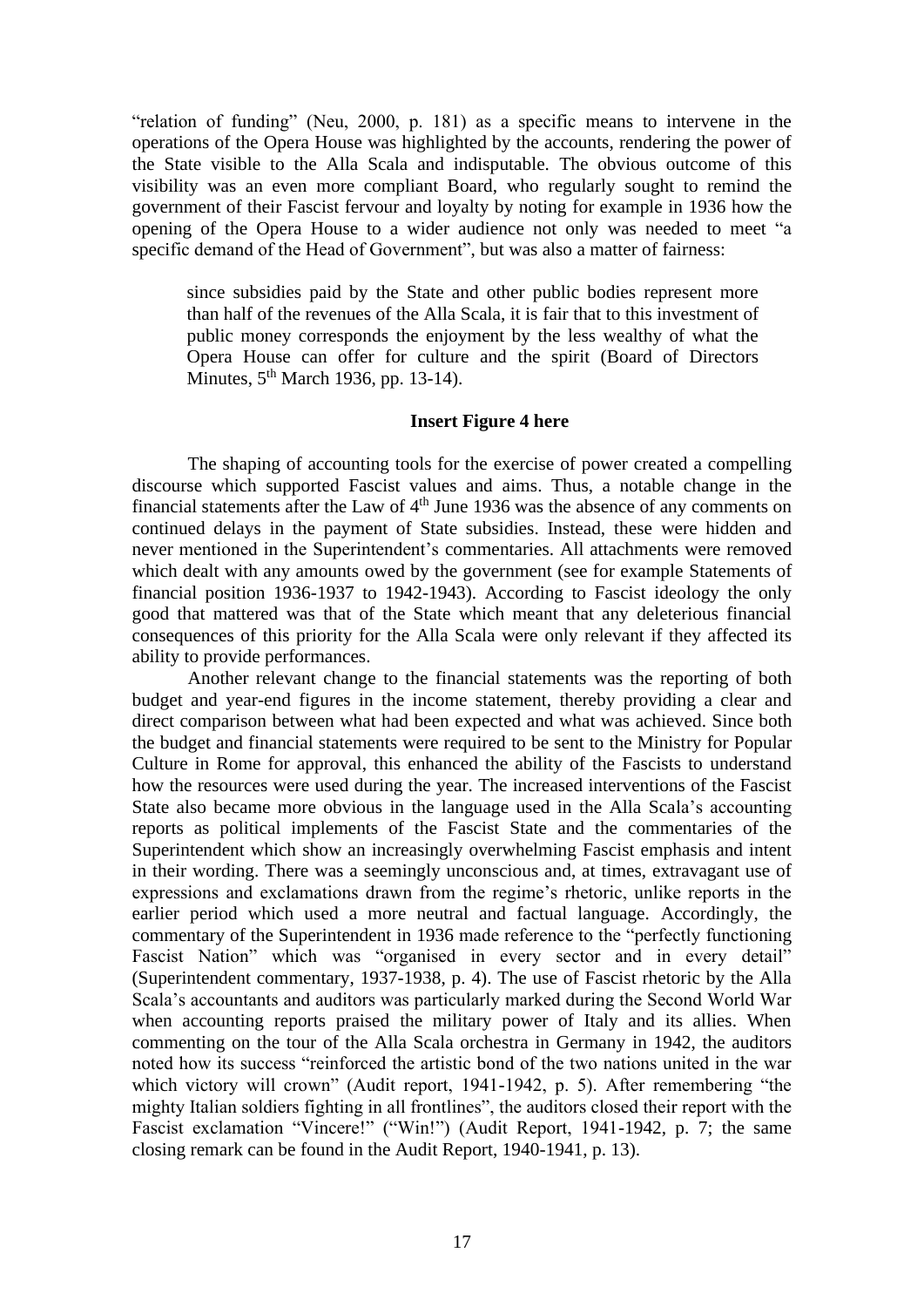"relation of funding" (Neu, 2000, p. 181) as a specific means to intervene in the operations of the Opera House was highlighted by the accounts, rendering the power of the State visible to the Alla Scala and indisputable. The obvious outcome of this visibility was an even more compliant Board, who regularly sought to remind the government of their Fascist fervour and loyalty by noting for example in 1936 how the opening of the Opera House to a wider audience not only was needed to meet "a specific demand of the Head of Government", but was also a matter of fairness:

> since subsidies paid by the State and other public bodies represent more than half of the revenues of the Alla Scala, it is fair that to this investment of public money corresponds the enjoyment by the less wealthy of what the Opera House can offer for culture and the spirit (Board of Directors Minutes, 5th March 1936, pp. 13-14).

**Insert Figure 4 here**

The shaping of accounting tools for the exercise of power created a compelling discourse which supported Fascist values and aims. Thus, a notable change in the financial statements after the Law of 4th June 1936 was the absence of any comments on continued delays in the payment of State subsidies. Instead, these were hidden and never mentioned in the Superintendent's commentaries. All attachments were removed which dealt with any amounts owed by the government (see for example Statements of financial position 1936-1937 to 1942-1943). According to Fascist ideology the only good that mattered was that of the State which meant that any deleterious financial consequences of this priority for the Alla Scala were only relevant if they affected its ability to provide performances.

Another relevant change to the financial statements was the reporting of both budget and year-end figures in the income statement, thereby providing a clear and direct comparison between what had been expected and what was achieved. Since both the budget and financial statements were required to be sent to the Ministry for Popular Culture in Rome for approval, this enhanced the ability of the Fascists to understand how the resources were used during the year. The increased interventions of the Fascist State also became more obvious in the language used in the Alla Scala's accounting reports as political implements of the Fascist State and the commentaries of the Superintendent which show an increasingly overwhelming Fascist emphasis and intent in their wording. There was a seemingly unconscious and, at times, extravagant use of expressions and exclamations drawn from the regime's rhetoric, unlike reports in the earlier period which used a more neutral and factual language. Accordingly, the commentary of the Superintendent in 1936 made reference to the "perfectly functioning Fascist Nation" which was "organised in every sector and in every detail" (Superintendent commentary, 1937-1938, p. 4). The use of Fascist rhetoric by the Alla Scala's accountants and auditors was particularly marked during the Second World War when accounting reports praised the military power of Italy and its allies. When commenting on the tour of the Alla Scala orchestra in Germany in 1942, the auditors noted how its success "reinforced the artistic bond of the two nations united in the war which victory will crown" (Audit report, 1941-1942, p. 5). After remembering "the mighty Italian soldiers fighting in all frontlines", the auditors closed their report with the Fascist exclamation "Vincere!" ("Win!") (Audit Report, 1941-1942, p. 7; the same closing remark can be found in the Audit Report, 1940-1941, p. 13).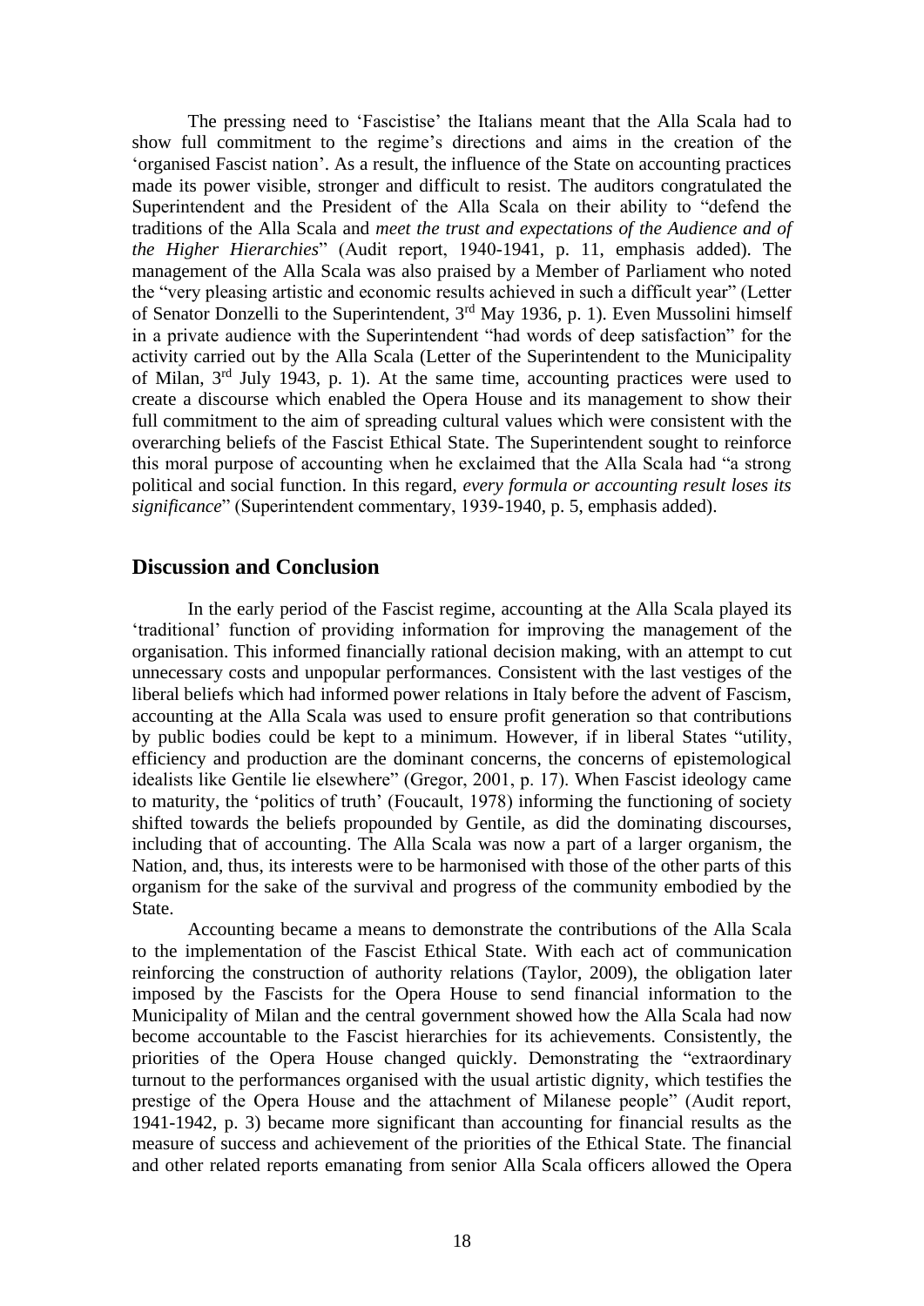The pressing need to 'Fascistise' the Italians meant that the Alla Scala had to show full commitment to the regime's directions and aims in the creation of the 'organised Fascist nation'. As a result, the influence of the State on accounting practices made its power visible, stronger and difficult to resist. The auditors congratulated the Superintendent and the President of the Alla Scala on their ability to "defend the traditions of the Alla Scala and *meet the trust and expectations of the Audience and of the Higher Hierarchies*" (Audit report, 1940-1941, p. 11, emphasis added). The management of the Alla Scala was also praised by a Member of Parliament who noted the "very pleasing artistic and economic results achieved in such a difficult year" (Letter of Senator Donzelli to the Superintendent, 3rd May 1936, p. 1). Even Mussolini himself in a private audience with the Superintendent "had words of deep satisfaction" for the activity carried out by the Alla Scala (Letter of the Superintendent to the Municipality of Milan, 3rd July 1943, p. 1). At the same time, accounting practices were used to create a discourse which enabled the Opera House and its management to show their full commitment to the aim of spreading cultural values which were consistent with the overarching beliefs of the Fascist Ethical State. The Superintendent sought to reinforce this moral purpose of accounting when he exclaimed that the Alla Scala had "a strong political and social function. In this regard, *every formula or accounting result loses its significance*" (Superintendent commentary, 1939-1940, p. 5, emphasis added).

## Discussion and Conclusion

In the early period of the Fascist regime, accounting at the Alla Scala played its 'traditional' function of providing information for improving the management of the organisation. This informed financially rational decision making, with an attempt to cut unnecessary costs and unpopular performances. Consistent with the last vestiges of the liberal beliefs which had informed power relations in Italy before the advent of Fascism, accounting at the Alla Scala was used to ensure profit generation so that contributions by public bodies could be kept to a minimum. However, if in liberal States "utility, efficiency and production are the dominant concerns, the concerns of epistemological idealists like Gentile lie elsewhere" (Gregor, 2001, p. 17). When Fascist ideology came to maturity, the 'politics of truth' (Foucault, 1978) informing the functioning of society shifted towards the beliefs propounded by Gentile, as did the dominating discourses, including that of accounting. The Alla Scala was now a part of a larger organism, the Nation, and, thus, its interests were to be harmonised with those of the other parts of this organism for the sake of the survival and progress of the community embodied by the State.

Accounting became a means to demonstrate the contributions of the Alla Scala to the implementation of the Fascist Ethical State. With each act of communication reinforcing the construction of authority relations (Taylor, 2009), the obligation later imposed by the Fascists for the Opera House to send financial information to the Municipality of Milan and the central government showed how the Alla Scala had now become accountable to the Fascist hierarchies for its achievements. Consistently, the priorities of the Opera House changed quickly. Demonstrating the "extraordinary turnout to the performances organised with the usual artistic dignity, which testifies the prestige of the Opera House and the attachment of Milanese people" (Audit report, 1941-1942, p. 3) became more significant than accounting for financial results as the measure of success and achievement of the priorities of the Ethical State. The financial and other related reports emanating from senior Alla Scala officers allowed the Opera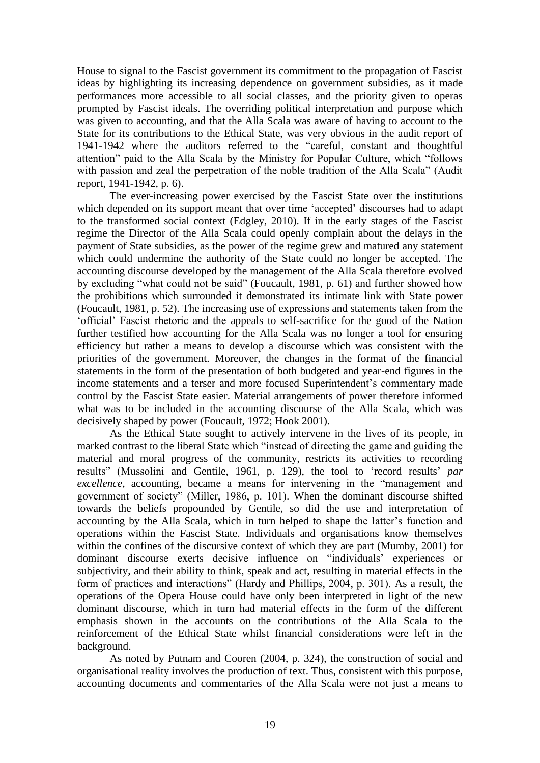House to signal to the Fascist government its commitment to the propagation of Fascist ideas by highlighting its increasing dependence on government subsidies, as it made performances more accessible to all social classes, and the priority given to operas prompted by Fascist ideals. The overriding political interpretation and purpose which was given to accounting, and that the Alla Scala was aware of having to account to the State for its contributions to the Ethical State, was very obvious in the audit report of 1941-1942 where the auditors referred to the "careful, constant and thoughtful attention" paid to the Alla Scala by the Ministry for Popular Culture, which "follows with passion and zeal the perpetration of the noble tradition of the Alla Scala" (Audit report, 1941-1942, p. 6).

The ever-increasing power exercised by the Fascist State over the institutions which depended on its support meant that over time 'accepted' discourses had to adapt to the transformed social context (Edgley, 2010). If in the early stages of the Fascist regime the Director of the Alla Scala could openly complain about the delays in the payment of State subsidies, as the power of the regime grew and matured any statement which could undermine the authority of the State could no longer be accepted. The accounting discourse developed by the management of the Alla Scala therefore evolved by excluding "what could not be said" (Foucault, 1981, p. 61) and further showed how the prohibitions which surrounded it demonstrated its intimate link with State power (Foucault, 1981, p. 52). The increasing use of expressions and statements taken from the 'official' Fascist rhetoric and the appeals to self-sacrifice for the good of the Nation further testified how accounting for the Alla Scala was no longer a tool for ensuring efficiency but rather a means to develop a discourse which was consistent with the priorities of the government. Moreover, the changes in the format of the financial statements in the form of the presentation of both budgeted and year-end figures in the income statements and a terser and more focused Superintendent's commentary made control by the Fascist State easier. Material arrangements of power therefore informed what was to be included in the accounting discourse of the Alla Scala, which was decisively shaped by power (Foucault, 1972; Hook 2001).

As the Ethical State sought to actively intervene in the lives of its people, in marked contrast to the liberal State which "instead of directing the game and guiding the material and moral progress of the community, restricts its activities to recording results" (Mussolini and Gentile, 1961, p. 129), the tool to 'record results' *par excellence*, accounting, became a means for intervening in the "management and government of society" (Miller, 1986, p. 101). When the dominant discourse shifted towards the beliefs propounded by Gentile, so did the use and interpretation of accounting by the Alla Scala, which in turn helped to shape the latter's function and operations within the Fascist State. Individuals and organisations know themselves within the confines of the discursive context of which they are part (Mumby, 2001) for dominant discourse exerts decisive influence on "individuals' experiences or subjectivity, and their ability to think, speak and act, resulting in material effects in the form of practices and interactions" (Hardy and Phillips, 2004, p. 301). As a result, the operations of the Opera House could have only been interpreted in light of the new dominant discourse, which in turn had material effects in the form of the different emphasis shown in the accounts on the contributions of the Alla Scala to the reinforcement of the Ethical State whilst financial considerations were left in the background.

As noted by Putnam and Cooren (2004, p. 324), the construction of social and organisational reality involves the production of text. Thus, consistent with this purpose, accounting documents and commentaries of the Alla Scala were not just a means to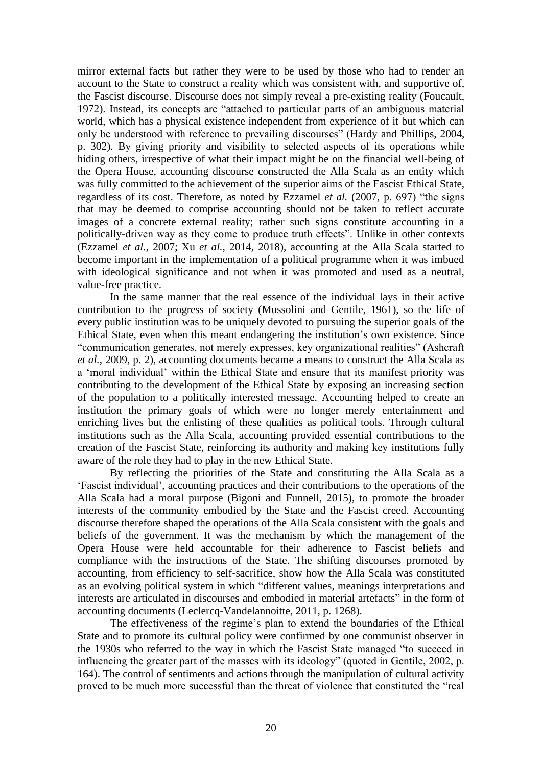mirror external facts but rather they were to be used by those who had to render an account to the State to construct a reality which was consistent with, and supportive of, the Fascist discourse. Discourse does not simply reveal a pre-existing reality (Foucault, 1972). Instead, its concepts are "attached to particular parts of an ambiguous material world, which has a physical existence independent from experience of it but which can only be understood with reference to prevailing discourses" (Hardy and Phillips, 2004, p. 302). By giving priority and visibility to selected aspects of its operations while hiding others, irrespective of what their impact might be on the financial well-being of the Opera House, accounting discourse constructed the Alla Scala as an entity which was fully committed to the achievement of the superior aims of the Fascist Ethical State, regardless of its cost. Therefore, as noted by Ezzamel *et al.* (2007, p. 697) "the signs that may be deemed to comprise accounting should not be taken to reflect accurate images of a concrete external reality; rather such signs constitute accounting in a politically-driven way as they come to produce truth effects". Unlike in other contexts (Ezzamel *et al.*, 2007; Xu *et al.*, 2014, 2018), accounting at the Alla Scala started to become important in the implementation of a political programme when it was imbued with ideological significance and not when it was promoted and used as a neutral, value-free practice.

In the same manner that the real essence of the individual lays in their active contribution to the progress of society (Mussolini and Gentile, 1961), so the life of every public institution was to be uniquely devoted to pursuing the superior goals of the Ethical State, even when this meant endangering the institution's own existence. Since "communication generates, not merely expresses, key organizational realities" (Ashcraft *et al.*, 2009, p. 2), accounting documents became a means to construct the Alla Scala as a 'moral individual' within the Ethical State and ensure that its manifest priority was contributing to the development of the Ethical State by exposing an increasing section of the population to a politically interested message. Accounting helped to create an institution the primary goals of which were no longer merely entertainment and enriching lives but the enlisting of these qualities as political tools. Through cultural institutions such as the Alla Scala, accounting provided essential contributions to the creation of the Fascist State, reinforcing its authority and making key institutions fully aware of the role they had to play in the new Ethical State.

By reflecting the priorities of the State and constituting the Alla Scala as a 'Fascist individual', accounting practices and their contributions to the operations of the Alla Scala had a moral purpose (Bigoni and Funnell, 2015), to promote the broader interests of the community embodied by the State and the Fascist creed. Accounting discourse therefore shaped the operations of the Alla Scala consistent with the goals and beliefs of the government. It was the mechanism by which the management of the Opera House were held accountable for their adherence to Fascist beliefs and compliance with the instructions of the State. The shifting discourses promoted by accounting, from efficiency to self-sacrifice, show how the Alla Scala was constituted as an evolving political system in which "different values, meanings interpretations and interests are articulated in discourses and embodied in material artefacts" in the form of accounting documents (Leclercq-Vandelannoitte, 2011, p. 1268).

The effectiveness of the regime's plan to extend the boundaries of the Ethical State and to promote its cultural policy were confirmed by one communist observer in the 1930s who referred to the way in which the Fascist State managed "to succeed in influencing the greater part of the masses with its ideology" (quoted in Gentile, 2002, p. 164). The control of sentiments and actions through the manipulation of cultural activity proved to be much more successful than the threat of violence that constituted the "real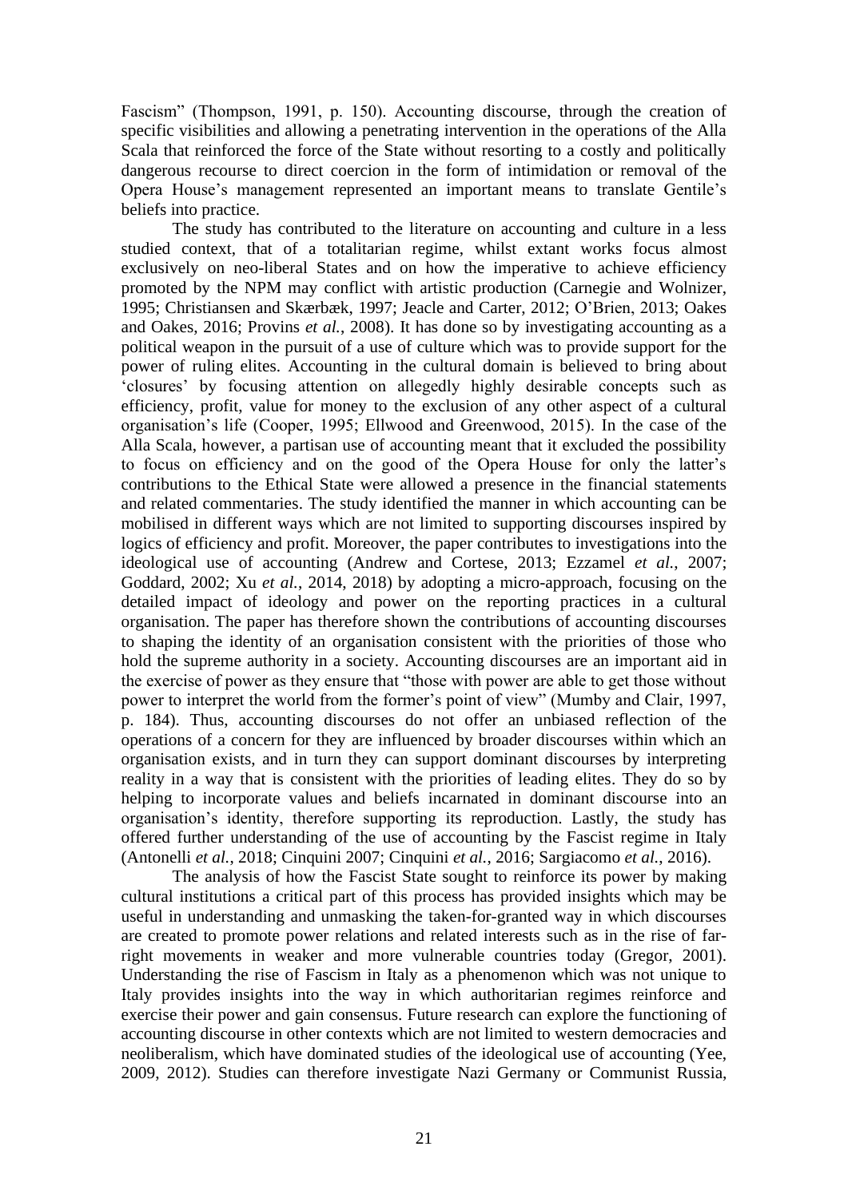Fascism" (Thompson, 1991, p. 150). Accounting discourse, through the creation of specific visibilities and allowing a penetrating intervention in the operations of the Alla Scala that reinforced the force of the State without resorting to a costly and politically dangerous recourse to direct coercion in the form of intimidation or removal of the Opera House's management represented an important means to translate Gentile's beliefs into practice.

The study has contributed to the literature on accounting and culture in a less studied context, that of a totalitarian regime, whilst extant works focus almost exclusively on neo-liberal States and on how the imperative to achieve efficiency promoted by the NPM may conflict with artistic production (Carnegie and Wolnizer, 1995; Christiansen and Skærbæk, 1997; Jeacle and Carter, 2012; O'Brien, 2013; Oakes and Oakes, 2016; Provins *et al.*, 2008). It has done so by investigating accounting as a political weapon in the pursuit of a use of culture which was to provide support for the power of ruling elites. Accounting in the cultural domain is believed to bring about 'closures' by focusing attention on allegedly highly desirable concepts such as efficiency, profit, value for money to the exclusion of any other aspect of a cultural organisation's life (Cooper, 1995; Ellwood and Greenwood, 2015). In the case of the Alla Scala, however, a partisan use of accounting meant that it excluded the possibility to focus on efficiency and on the good of the Opera House for only the latter's contributions to the Ethical State were allowed a presence in the financial statements and related commentaries. The study identified the manner in which accounting can be mobilised in different ways which are not limited to supporting discourses inspired by logics of efficiency and profit. Moreover, the paper contributes to investigations into the ideological use of accounting (Andrew and Cortese, 2013; Ezzamel *et al.*, 2007; Goddard, 2002; Xu *et al.*, 2014, 2018) by adopting a micro-approach, focusing on the detailed impact of ideology and power on the reporting practices in a cultural organisation. The paper has therefore shown the contributions of accounting discourses to shaping the identity of an organisation consistent with the priorities of those who hold the supreme authority in a society. Accounting discourses are an important aid in the exercise of power as they ensure that "those with power are able to get those without power to interpret the world from the former's point of view" (Mumby and Clair, 1997, p. 184). Thus, accounting discourses do not offer an unbiased reflection of the operations of a concern for they are influenced by broader discourses within which an organisation exists, and in turn they can support dominant discourses by interpreting reality in a way that is consistent with the priorities of leading elites. They do so by helping to incorporate values and beliefs incarnated in dominant discourse into an organisation's identity, therefore supporting its reproduction. Lastly, the study has offered further understanding of the use of accounting by the Fascist regime in Italy (Antonelli *et al.*, 2018; Cinquini 2007; Cinquini *et al.*, 2016; Sargiacomo *et al.*, 2016).

The analysis of how the Fascist State sought to reinforce its power by making cultural institutions a critical part of this process has provided insights which may be useful in understanding and unmasking the taken-for-granted way in which discourses are created to promote power relations and related interests such as in the rise of far-right movements in weaker and more vulnerable countries today (Gregor, 2001). Understanding the rise of Fascism in Italy as a phenomenon which was not unique to Italy provides insights into the way in which authoritarian regimes reinforce and exercise their power and gain consensus. Future research can explore the functioning of accounting discourse in other contexts which are not limited to western democracies and neoliberalism, which have dominated studies of the ideological use of accounting (Yee, 2009, 2012). Studies can therefore investigate Nazi Germany or Communist Russia,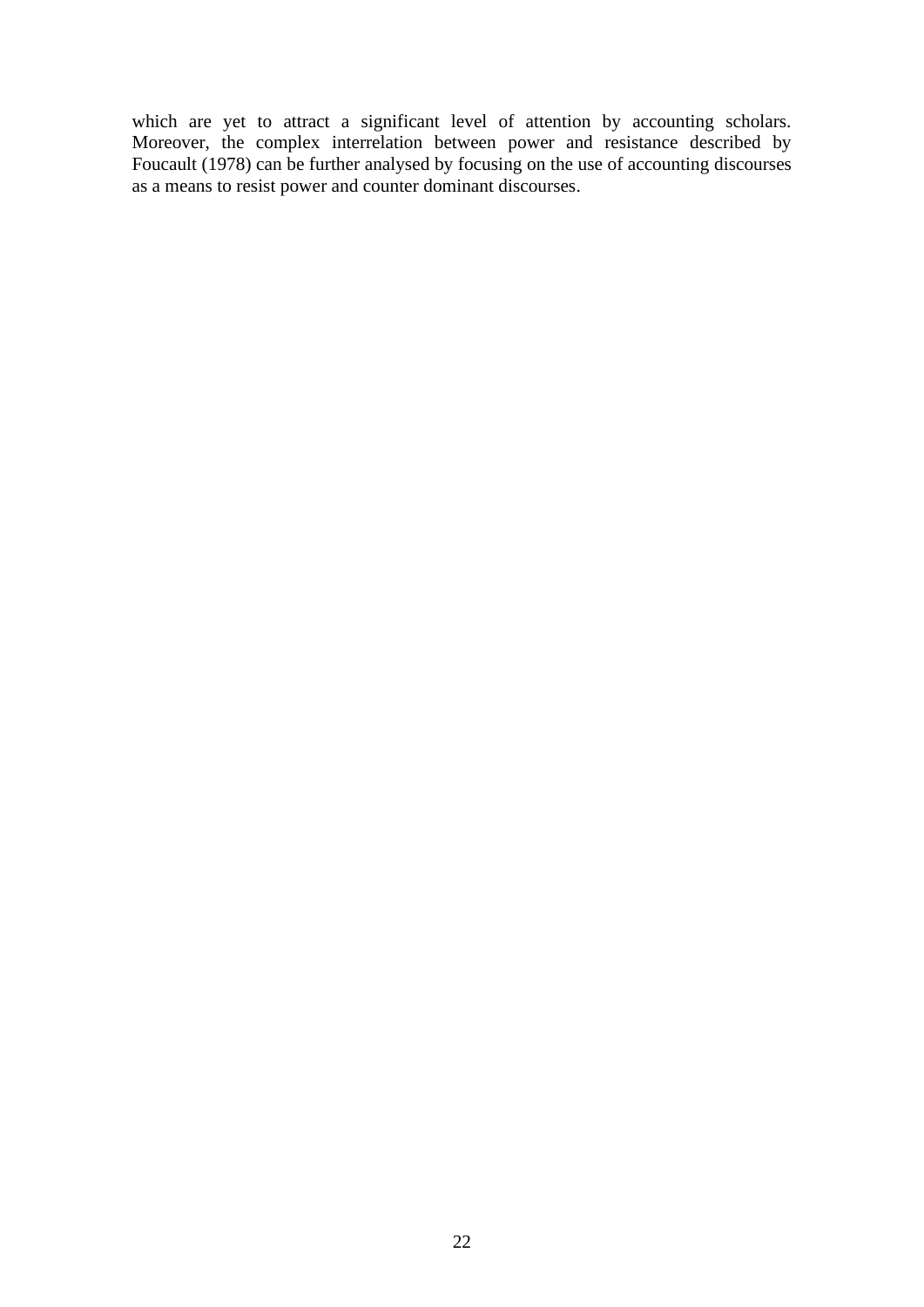which are yet to attract a significant level of attention by accounting scholars. Moreover, the complex interrelation between power and resistance described by Foucault (1978) can be further analysed by focusing on the use of accounting discourses as a means to resist power and counter dominant discourses.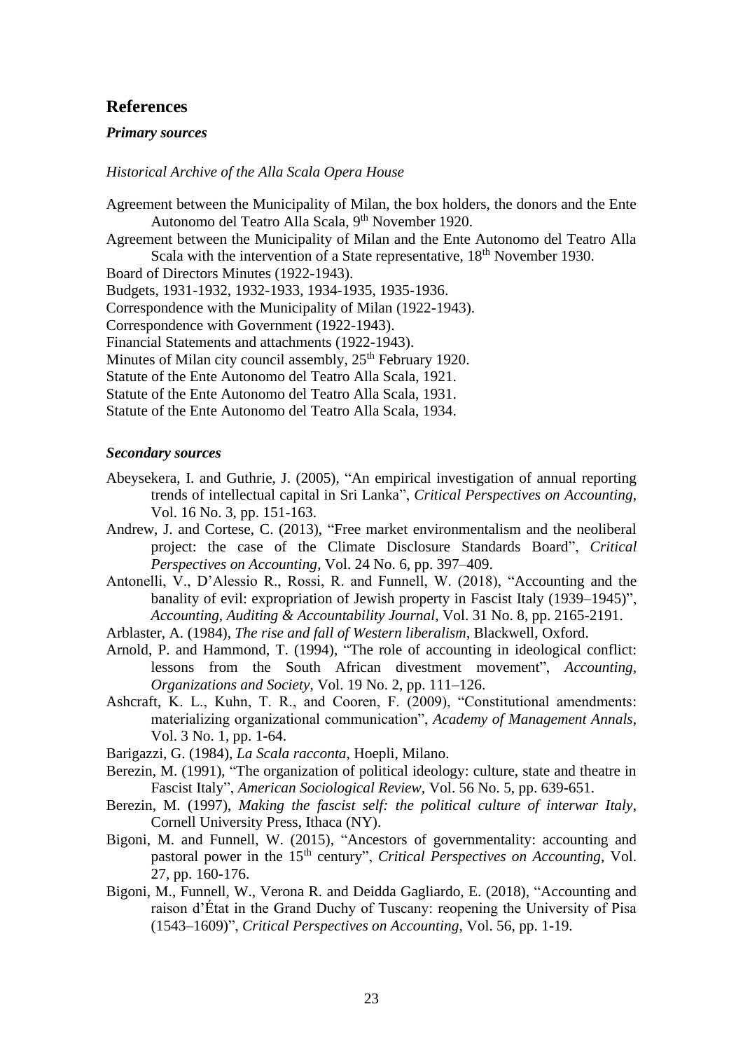## References

### *Primary sources*

*Historical Archive of the Alla Scala Opera House*

Agreement between the Municipality of Milan, the box holders, the donors and the Ente Autonomo del Teatro Alla Scala, 9th November 1920.

Agreement between the Municipality of Milan and the Ente Autonomo del Teatro Alla Scala with the intervention of a State representative, 18th November 1930.

Board of Directors Minutes (1922-1943).

Budgets, 1931-1932, 1932-1933, 1934-1935, 1935-1936.

Correspondence with the Municipality of Milan (1922-1943).

Correspondence with Government (1922-1943).

Financial Statements and attachments (1922-1943).

Minutes of Milan city council assembly, 25th February 1920.

Statute of the Ente Autonomo del Teatro Alla Scala, 1921.

Statute of the Ente Autonomo del Teatro Alla Scala, 1931.

Statute of the Ente Autonomo del Teatro Alla Scala, 1934.

### *Secondary sources*

Abeysekera, I. and Guthrie, J. (2005), "An empirical investigation of annual reporting trends of intellectual capital in Sri Lanka", *Critical Perspectives on Accounting*, Vol. 16 No. 3, pp. 151-163.

Andrew, J. and Cortese, C. (2013), "Free market environmentalism and the neoliberal project: the case of the Climate Disclosure Standards Board", *Critical Perspectives on Accounting*, Vol. 24 No. 6, pp. 397–409.

Antonelli, V., D'Alessio R., Rossi, R. and Funnell, W. (2018), "Accounting and the banality of evil: expropriation of Jewish property in Fascist Italy (1939–1945)", *Accounting, Auditing & Accountability Journal*, Vol. 31 No. 8, pp. 2165-2191.

Arblaster, A. (1984), *The rise and fall of Western liberalism*, Blackwell, Oxford.

Arnold, P. and Hammond, T. (1994), "The role of accounting in ideological conflict: lessons from the South African divestment movement", *Accounting, Organizations and Society*, Vol. 19 No. 2, pp. 111–126.

Ashcraft, K. L., Kuhn, T. R., and Cooren, F. (2009), "Constitutional amendments: materializing organizational communication", *Academy of Management Annals*, Vol. 3 No. 1, pp. 1-64.

Barigazzi, G. (1984), *La Scala racconta*, Hoepli, Milano.

Berezin, M. (1991), "The organization of political ideology: culture, state and theatre in Fascist Italy", *American Sociological Review*, Vol. 56 No. 5, pp. 639-651.

Berezin, M. (1997), *Making the fascist self: the political culture of interwar Italy*, Cornell University Press, Ithaca (NY).

Bigoni, M. and Funnell, W. (2015), "Ancestors of governmentality: accounting and pastoral power in the 15th century", *Critical Perspectives on Accounting*, Vol. 27, pp. 160-176.

Bigoni, M., Funnell, W., Verona R. and Deidda Gagliardo, E. (2018), "Accounting and raison d'État in the Grand Duchy of Tuscany: reopening the University of Pisa (1543–1609)", *Critical Perspectives on Accounting*, Vol. 56, pp. 1-19.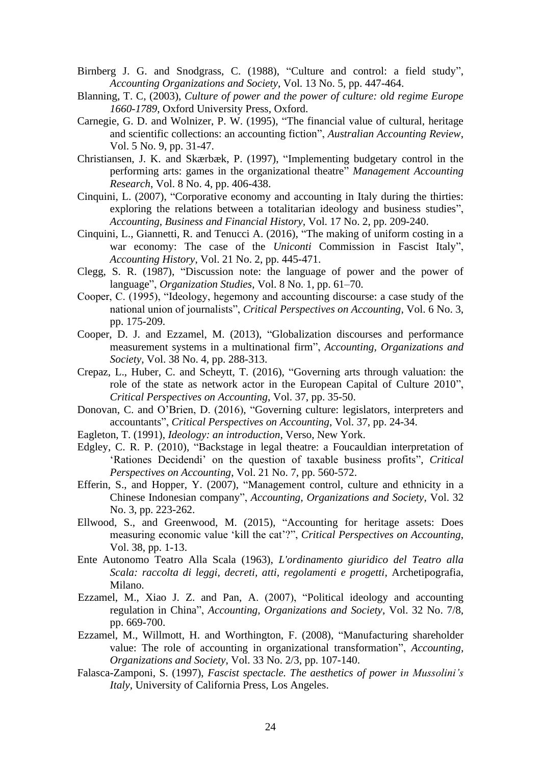Birnberg J. G. and Snodgrass, C. (1988), "Culture and control: a field study", *Accounting Organizations and Society*, Vol. 13 No. 5, pp. 447-464.

Blanning, T. C, (2003), *Culture of power and the power of culture: old regime Europe 1660-1789*, Oxford University Press, Oxford.

Carnegie, G. D. and Wolnizer, P. W. (1995), "The financial value of cultural, heritage and scientific collections: an accounting fiction", *Australian Accounting Review*, Vol. 5 No. 9, pp. 31-47.

Christiansen, J. K. and Skærbæk, P. (1997), "Implementing budgetary control in the performing arts: games in the organizational theatre" *Management Accounting Research*, Vol. 8 No. 4, pp. 406-438.

Cinquini, L. (2007), "Corporative economy and accounting in Italy during the thirties: exploring the relations between a totalitarian ideology and business studies", *Accounting, Business and Financial History*, Vol. 17 No. 2, pp. 209-240.

Cinquini, L., Giannetti, R. and Tenucci A. (2016), "The making of uniform costing in a war economy: The case of the *Uniconti* Commission in Fascist Italy", *Accounting History*, Vol. 21 No. 2, pp. 445-471.

Clegg, S. R. (1987), "Discussion note: the language of power and the power of language", *Organization Studies*, Vol. 8 No. 1, pp. 61–70.

Cooper, C. (1995), "Ideology, hegemony and accounting discourse: a case study of the national union of journalists", *Critical Perspectives on Accounting*, Vol. 6 No. 3, pp. 175-209.

Cooper, D. J. and Ezzamel, M. (2013), "Globalization discourses and performance measurement systems in a multinational firm", *Accounting, Organizations and Society*, Vol. 38 No. 4, pp. 288-313.

Crepaz, L., Huber, C. and Scheytt, T. (2016), "Governing arts through valuation: the role of the state as network actor in the European Capital of Culture 2010", *Critical Perspectives on Accounting*, Vol. 37, pp. 35-50.

Donovan, C. and O'Brien, D. (2016), "Governing culture: legislators, interpreters and accountants", *Critical Perspectives on Accounting*, Vol. 37, pp. 24-34.

Eagleton, T. (1991), *Ideology: an introduction*, Verso, New York.

Edgley, C. R. P. (2010), "Backstage in legal theatre: a Foucauldian interpretation of 'Rationes Decidendi' on the question of taxable business profits", *Critical Perspectives on Accounting*, Vol. 21 No. 7, pp. 560-572.

Efferin, S., and Hopper, Y. (2007), "Management control, culture and ethnicity in a Chinese Indonesian company", *Accounting, Organizations and Society*, Vol. 32 No. 3, pp. 223-262.

Ellwood, S., and Greenwood, M. (2015), "Accounting for heritage assets: Does measuring economic value 'kill the cat'?", *Critical Perspectives on Accounting*, Vol. 38, pp. 1-13.

Ente Autonomo Teatro Alla Scala (1963), *L'ordinamento giuridico del Teatro alla Scala: raccolta di leggi, decreti, atti, regolamenti e progetti*, Archetipografia, Milano.

Ezzamel, M., Xiao J. Z. and Pan, A. (2007), "Political ideology and accounting regulation in China", *Accounting, Organizations and Society*, Vol. 32 No. 7/8, pp. 669-700.

Ezzamel, M., Willmott, H. and Worthington, F. (2008), "Manufacturing shareholder value: The role of accounting in organizational transformation", *Accounting, Organizations and Society*, Vol. 33 No. 2/3, pp. 107-140.

Falasca-Zamponi, S. (1997), *Fascist spectacle. The aesthetics of power in Mussolini's Italy*, University of California Press, Los Angeles.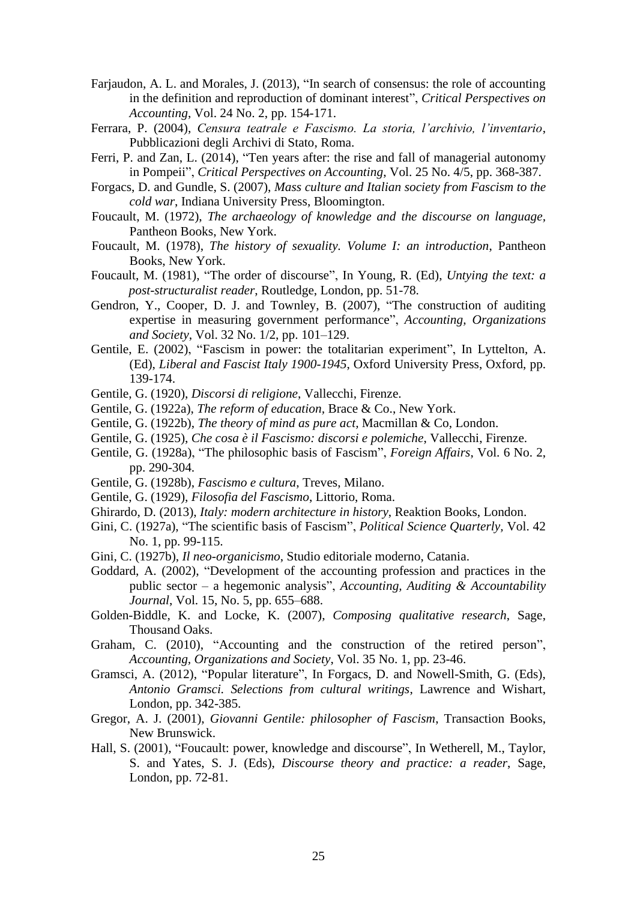Farjaudon, A. L. and Morales, J. (2013), "In search of consensus: the role of accounting in the definition and reproduction of dominant interest", *Critical Perspectives on Accounting*, Vol. 24 No. 2, pp. 154-171.

Ferrara, P. (2004), *Censura teatrale e Fascismo. La storia, l'archivio, l'inventario*, Pubblicazioni degli Archivi di Stato, Roma.

Ferri, P. and Zan, L. (2014), "Ten years after: the rise and fall of managerial autonomy in Pompeii", *Critical Perspectives on Accounting*, Vol. 25 No. 4/5, pp. 368-387.

Forgacs, D. and Gundle, S. (2007), *Mass culture and Italian society from Fascism to the cold war*, Indiana University Press, Bloomington.

Foucault, M. (1972), *The archaeology of knowledge and the discourse on language*, Pantheon Books, New York.

Foucault, M. (1978), *The history of sexuality. Volume I: an introduction*, Pantheon Books, New York.

Foucault, M. (1981), "The order of discourse", In Young, R. (Ed), *Untying the text: a post-structuralist reader*, Routledge, London, pp. 51-78.

Gendron, Y., Cooper, D. J. and Townley, B. (2007), "The construction of auditing expertise in measuring government performance", *Accounting, Organizations and Society*, Vol. 32 No. 1/2, pp. 101–129.

Gentile, E. (2002), "Fascism in power: the totalitarian experiment", In Lyttelton, A. (Ed), *Liberal and Fascist Italy 1900-1945*, Oxford University Press, Oxford, pp. 139-174.

Gentile, G. (1920), *Discorsi di religione*, Vallecchi, Firenze.

Gentile, G. (1922a), *The reform of education*, Brace & Co., New York.

Gentile, G. (1922b), *The theory of mind as pure act*, Macmillan & Co, London.

Gentile, G. (1925), *Che cosa è il Fascismo: discorsi e polemiche*, Vallecchi, Firenze.

Gentile, G. (1928a), "The philosophic basis of Fascism", *Foreign Affairs*, Vol. 6 No. 2, pp. 290-304.

Gentile, G. (1928b), *Fascismo e cultura*, Treves, Milano.

Gentile, G. (1929), *Filosofia del Fascismo*, Littorio, Roma.

Ghirardo, D. (2013), *Italy: modern architecture in history*, Reaktion Books, London.

Gini, C. (1927a), "The scientific basis of Fascism", *Political Science Quarterly*, Vol. 42 No. 1, pp. 99-115.

Gini, C. (1927b), *Il neo-organicismo*, Studio editoriale moderno, Catania.

Goddard, A. (2002), "Development of the accounting profession and practices in the public sector – a hegemonic analysis", *Accounting, Auditing & Accountability Journal*, Vol. 15, No. 5, pp. 655–688.

Golden-Biddle, K. and Locke, K. (2007), *Composing qualitative research*, Sage, Thousand Oaks.

Graham, C. (2010), "Accounting and the construction of the retired person", *Accounting, Organizations and Society*, Vol. 35 No. 1, pp. 23-46.

Gramsci, A. (2012), "Popular literature", In Forgacs, D. and Nowell-Smith, G. (Eds), *Antonio Gramsci. Selections from cultural writings*, Lawrence and Wishart, London, pp. 342-385.

Gregor, A. J. (2001), *Giovanni Gentile: philosopher of Fascism*, Transaction Books, New Brunswick.

Hall, S. (2001), "Foucault: power, knowledge and discourse", In Wetherell, M., Taylor, S. and Yates, S. J. (Eds), *Discourse theory and practice: a reader*, Sage, London, pp. 72-81.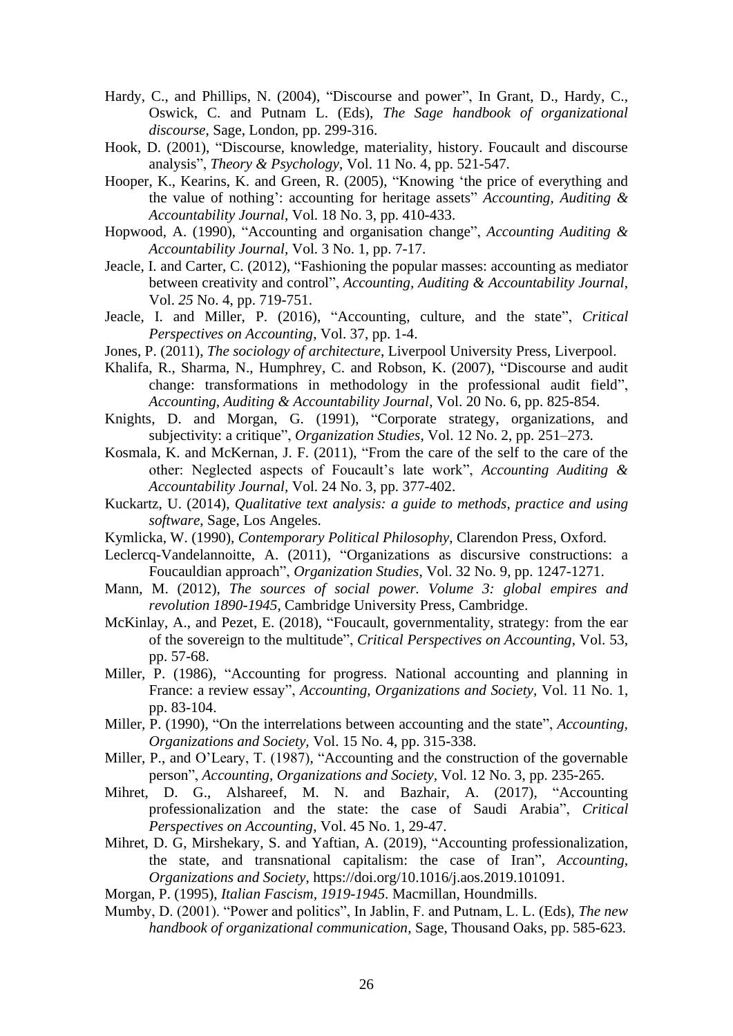Hardy, C., and Phillips, N. (2004), "Discourse and power", In Grant, D., Hardy, C., Oswick, C. and Putnam L. (Eds), *The Sage handbook of organizational discourse*, Sage, London, pp. 299-316.

Hook, D. (2001), "Discourse, knowledge, materiality, history. Foucault and discourse analysis", *Theory & Psychology*, Vol. 11 No. 4, pp. 521-547.

Hooper, K., Kearins, K. and Green, R. (2005), "Knowing 'the price of everything and the value of nothing': accounting for heritage assets" *Accounting, Auditing & Accountability Journal*, Vol. 18 No. 3, pp. 410-433.

Hopwood, A. (1990), "Accounting and organisation change", *Accounting Auditing & Accountability Journal*, Vol. 3 No. 1, pp. 7-17.

Jeacle, I. and Carter, C. (2012), "Fashioning the popular masses: accounting as mediator between creativity and control", *Accounting, Auditing & Accountability Journal*, Vol. *25* No. 4, pp. 719-751.

Jeacle, I. and Miller, P. (2016), "Accounting, culture, and the state", *Critical Perspectives on Accounting*, Vol. 37, pp. 1-4.

Jones, P. (2011), *The sociology of architecture*, Liverpool University Press, Liverpool.

Khalifa, R., Sharma, N., Humphrey, C. and Robson, K. (2007), "Discourse and audit change: transformations in methodology in the professional audit field", *Accounting, Auditing & Accountability Journal*, Vol. 20 No. 6, pp. 825-854.

Knights, D. and Morgan, G. (1991), "Corporate strategy, organizations, and subjectivity: a critique", *Organization Studies*, Vol. 12 No. 2, pp. 251–273.

Kosmala, K. and McKernan, J. F. (2011), "From the care of the self to the care of the other: Neglected aspects of Foucault's late work", *Accounting Auditing & Accountability Journal*, Vol. 24 No. 3, pp. 377-402.

Kuckartz, U. (2014), *Qualitative text analysis: a guide to methods, practice and using software*, Sage, Los Angeles.

Kymlicka, W. (1990), *Contemporary Political Philosophy*, Clarendon Press, Oxford.

Leclercq-Vandelannoitte, A. (2011), "Organizations as discursive constructions: a Foucauldian approach", *Organization Studies*, Vol. 32 No. 9, pp. 1247-1271.

Mann, M. (2012), *The sources of social power. Volume 3: global empires and revolution 1890-1945*, Cambridge University Press, Cambridge.

McKinlay, A., and Pezet, E. (2018), "Foucault, governmentality, strategy: from the ear of the sovereign to the multitude", *Critical Perspectives on Accounting*, Vol. 53, pp. 57-68.

Miller, P. (1986), "Accounting for progress. National accounting and planning in France: a review essay", *Accounting, Organizations and Society*, Vol. 11 No. 1, pp. 83-104.

Miller, P. (1990), "On the interrelations between accounting and the state", *Accounting, Organizations and Society*, Vol. 15 No. 4, pp. 315-338.

Miller, P., and O'Leary, T. (1987), "Accounting and the construction of the governable person", *Accounting, Organizations and Society*, Vol. 12 No. 3, pp. 235-265.

Mihret, D. G., Alshareef, M. N. and Bazhair, A. (2017), "Accounting professionalization and the state: the case of Saudi Arabia", *Critical Perspectives on Accounting*, Vol. 45 No. 1, 29-47.

Mihret, D. G, Mirshekary, S. and Yaftian, A. (2019), "Accounting professionalization, the state, and transnational capitalism: the case of Iran", *Accounting, Organizations and Society*, https://doi.org/10.1016/j.aos.2019.101091.

Morgan, P. (1995), *Italian Fascism, 1919-1945*. Macmillan, Houndmills.

Mumby, D. (2001). "Power and politics", In Jablin, F. and Putnam, L. L. (Eds), *The new handbook of organizational communication*, Sage, Thousand Oaks, pp. 585-623.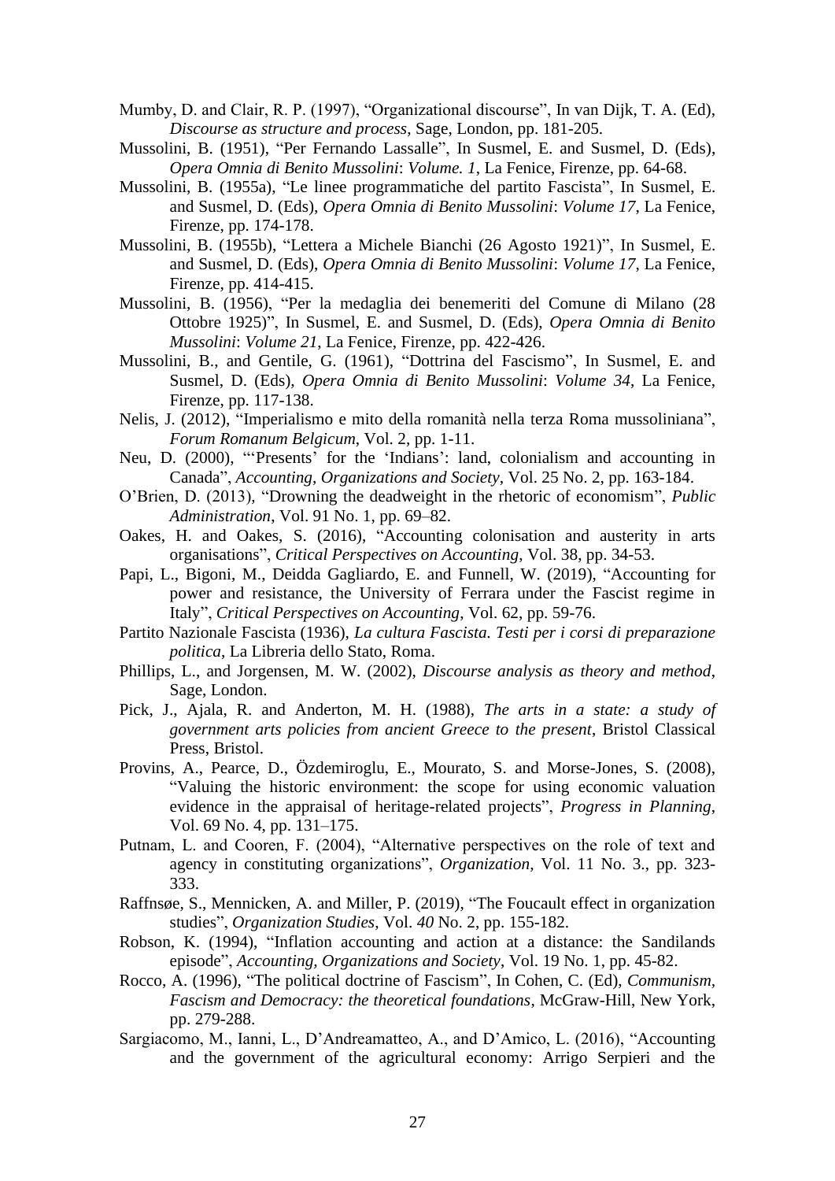Mumby, D. and Clair, R. P. (1997), "Organizational discourse", In van Dijk, T. A. (Ed), *Discourse as structure and process*, Sage, London, pp. 181-205.

Mussolini, B. (1951), "Per Fernando Lassalle", In Susmel, E. and Susmel, D. (Eds), *Opera Omnia di Benito Mussolini*: *Volume. 1*, La Fenice, Firenze, pp. 64-68.

Mussolini, B. (1955a), "Le linee programmatiche del partito Fascista", In Susmel, E. and Susmel, D. (Eds), *Opera Omnia di Benito Mussolini*: *Volume 17*, La Fenice, Firenze, pp. 174-178.

Mussolini, B. (1955b), "Lettera a Michele Bianchi (26 Agosto 1921)", In Susmel, E. and Susmel, D. (Eds), *Opera Omnia di Benito Mussolini*: *Volume 17*, La Fenice, Firenze, pp. 414-415.

Mussolini, B. (1956), "Per la medaglia dei benemeriti del Comune di Milano (28 Ottobre 1925)", In Susmel, E. and Susmel, D. (Eds), *Opera Omnia di Benito Mussolini*: *Volume 21*, La Fenice, Firenze, pp. 422-426.

Mussolini, B., and Gentile, G. (1961), "Dottrina del Fascismo", In Susmel, E. and Susmel, D. (Eds), *Opera Omnia di Benito Mussolini*: *Volume 34*, La Fenice, Firenze, pp. 117-138.

Nelis, J. (2012), "Imperialismo e mito della romanità nella terza Roma mussoliniana", *Forum Romanum Belgicum*, Vol. 2, pp. 1-11.

Neu, D. (2000), "'Presents' for the 'Indians': land, colonialism and accounting in Canada", *Accounting, Organizations and Society*, Vol. 25 No. 2, pp. 163-184.

O'Brien, D. (2013), "Drowning the deadweight in the rhetoric of economism", *Public Administration*, Vol. 91 No. 1, pp. 69–82.

Oakes, H. and Oakes, S. (2016), "Accounting colonisation and austerity in arts organisations", *Critical Perspectives on Accounting*, Vol. 38, pp. 34-53.

Papi, L., Bigoni, M., Deidda Gagliardo, E. and Funnell, W. (2019), "Accounting for power and resistance, the University of Ferrara under the Fascist regime in Italy", *Critical Perspectives on Accounting*, Vol. 62, pp. 59-76.

Partito Nazionale Fascista (1936), *La cultura Fascista. Testi per i corsi di preparazione politica*, La Libreria dello Stato, Roma.

Phillips, L., and Jorgensen, M. W. (2002), *Discourse analysis as theory and method*, Sage, London.

Pick, J., Ajala, R. and Anderton, M. H. (1988), *The arts in a state: a study of government arts policies from ancient Greece to the present*, Bristol Classical Press, Bristol.

Provins, A., Pearce, D., Özdemiroglu, E., Mourato, S. and Morse-Jones, S. (2008), "Valuing the historic environment: the scope for using economic valuation evidence in the appraisal of heritage-related projects", *Progress in Planning*, Vol. 69 No. 4, pp. 131–175.

Putnam, L. and Cooren, F. (2004), "Alternative perspectives on the role of text and agency in constituting organizations", *Organization*, Vol. 11 No. 3., pp. 323-333.

Raffnsøe, S., Mennicken, A. and Miller, P. (2019), "The Foucault effect in organization studies", *Organization Studies*, Vol. *40* No. 2, pp. 155-182.

Robson, K. (1994), "Inflation accounting and action at a distance: the Sandilands episode", *Accounting, Organizations and Society*, Vol. 19 No. 1, pp. 45-82.

Rocco, A. (1996), "The political doctrine of Fascism", In Cohen, C. (Ed), *Communism, Fascism and Democracy: the theoretical foundations*, McGraw-Hill, New York, pp. 279-288.

Sargiacomo, M., Ianni, L., D'Andreamatteo, A., and D'Amico, L. (2016), "Accounting and the government of the agricultural economy: Arrigo Serpieri and the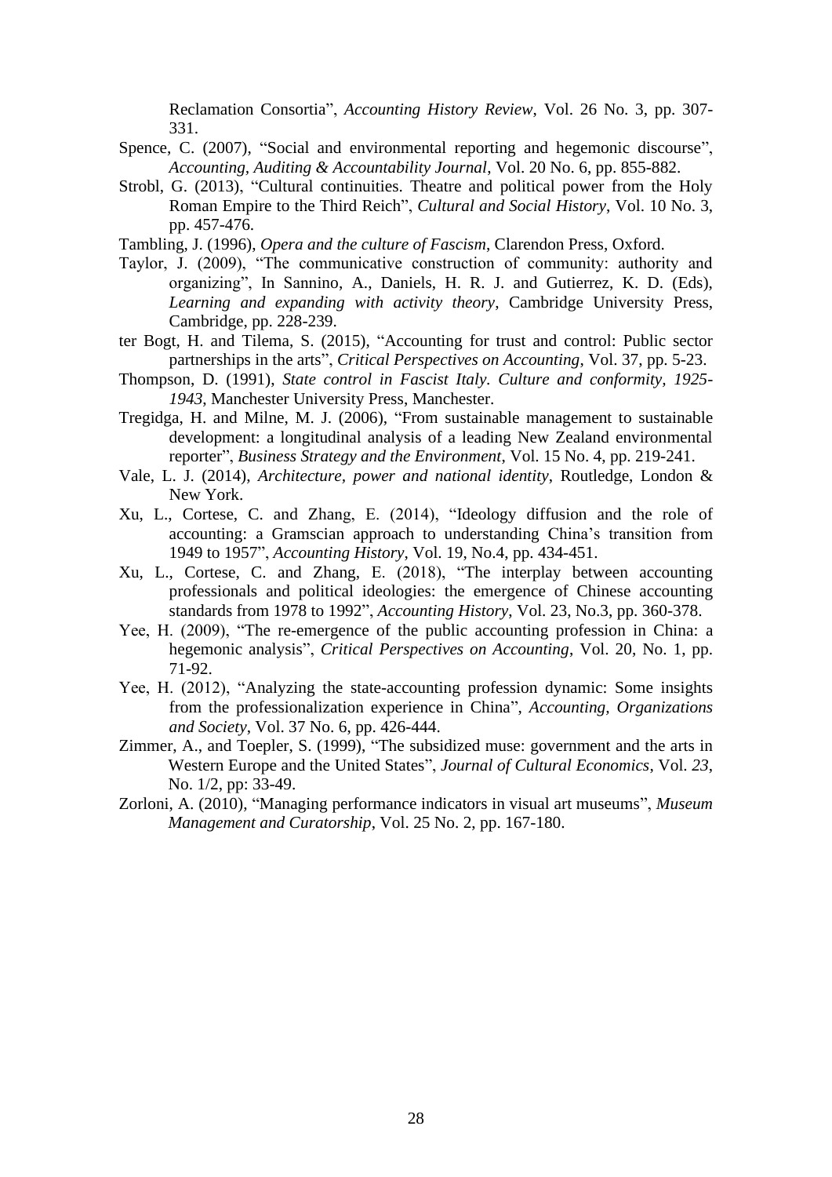Reclamation Consortia", *Accounting History Review*, Vol. 26 No. 3, pp. 307-331.

Spence, C. (2007), "Social and environmental reporting and hegemonic discourse", *Accounting, Auditing & Accountability Journal*, Vol. 20 No. 6, pp. 855-882.

Strobl, G. (2013), "Cultural continuities. Theatre and political power from the Holy Roman Empire to the Third Reich", *Cultural and Social History*, Vol. 10 No. 3, pp. 457-476.

Tambling, J. (1996), *Opera and the culture of Fascism*, Clarendon Press, Oxford.

Taylor, J. (2009), "The communicative construction of community: authority and organizing", In Sannino, A., Daniels, H. R. J. and Gutierrez, K. D. (Eds), *Learning and expanding with activity theory*, Cambridge University Press, Cambridge, pp. 228-239.

ter Bogt, H. and Tilema, S. (2015), "Accounting for trust and control: Public sector partnerships in the arts", *Critical Perspectives on Accounting*, Vol. 37, pp. 5-23.

Thompson, D. (1991), *State control in Fascist Italy. Culture and conformity, 1925-1943*, Manchester University Press, Manchester.

Tregidga, H. and Milne, M. J. (2006), "From sustainable management to sustainable development: a longitudinal analysis of a leading New Zealand environmental reporter", *Business Strategy and the Environment*, Vol. 15 No. 4, pp. 219-241.

Vale, L. J. (2014), *Architecture, power and national identity*, Routledge, London & New York.

Xu, L., Cortese, C. and Zhang, E. (2014), "Ideology diffusion and the role of accounting: a Gramscian approach to understanding China's transition from 1949 to 1957", *Accounting History*, Vol. 19, No.4, pp. 434-451.

Xu, L., Cortese, C. and Zhang, E. (2018), "The interplay between accounting professionals and political ideologies: the emergence of Chinese accounting standards from 1978 to 1992", *Accounting History*, Vol. 23, No.3, pp. 360-378.

Yee, H. (2009), "The re-emergence of the public accounting profession in China: a hegemonic analysis", *Critical Perspectives on Accounting*, Vol. 20, No. 1, pp. 71-92.

Yee, H. (2012), "Analyzing the state-accounting profession dynamic: Some insights from the professionalization experience in China", *Accounting, Organizations and Society*, Vol. 37 No. 6, pp. 426-444.

Zimmer, A., and Toepler, S. (1999), "The subsidized muse: government and the arts in Western Europe and the United States", *Journal of Cultural Economics*, Vol. *23*, No. 1/2, pp: 33-49.

Zorloni, A. (2010), "Managing performance indicators in visual art museums", *Museum Management and Curatorship*, Vol. 25 No. 2, pp. 167-180.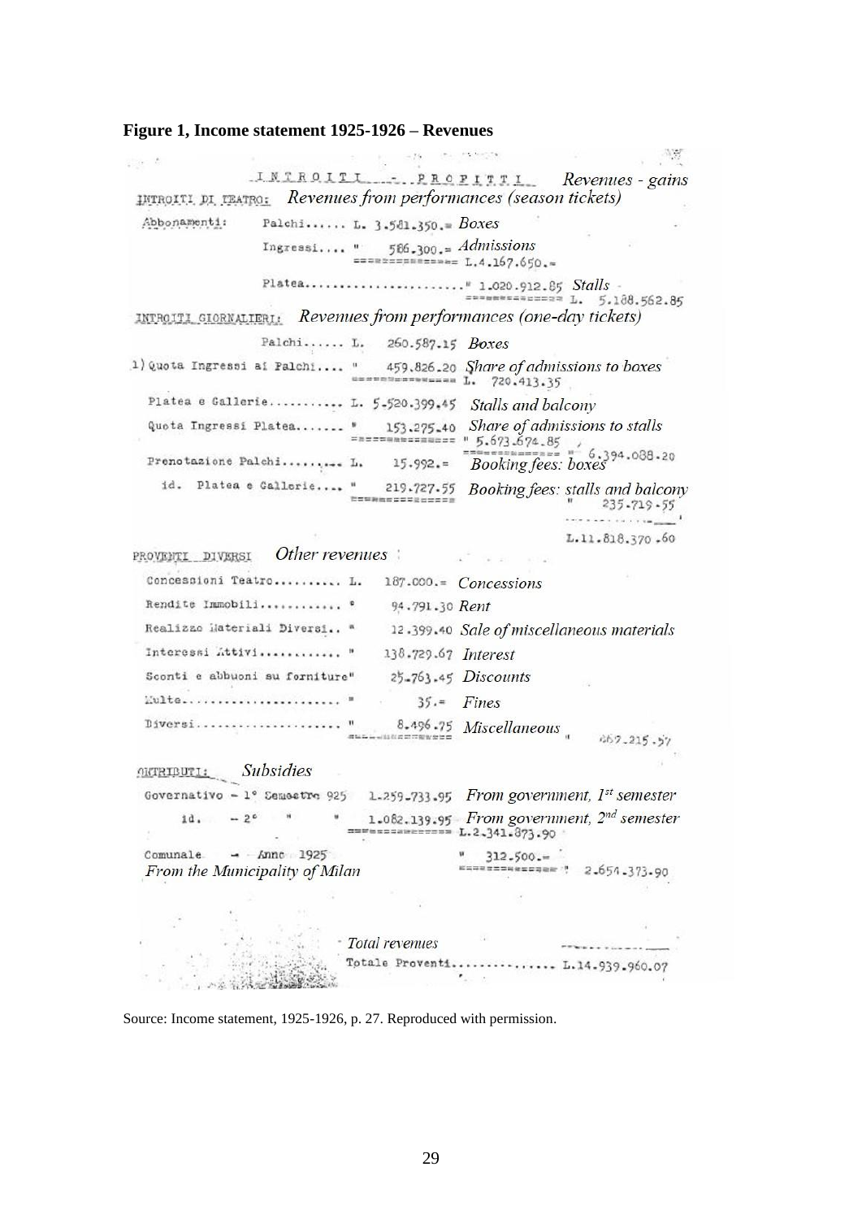**Figure 1, Income statement 1925-1926 – Revenues**

INTROITI - PROFITTI *Revenues - gains*

INTROITI DI TEATRO: *Revenues from performances (season tickets)*

| | | | | |
|---|---|---|---|---|
| Abbonamenti: | Palchi...... L. 3.581.350.= | *Boxes* | | |
| | Ingressi.... " 586.300.= | *Admissions* | L.4.167.650.= | |
| | Platea........................" 1.020.912.85 | *Stalls* | | L. 5.188.562.85 |

INTROITI GIORNALIERI: *Revenues from performances (one-day tickets)*

| | | | |
|---|---|---|---|
| Palchi...... L. 260.587.15 | *Boxes* | | |
| 1) Quota Ingressi ai Palchi.... " 459.826.20 | *Share of admissions to boxes* | L. 720.413.35 | |
| Platea e Gallerie........... L. 5.520.399.45 | *Stalls and balcony* | | |
| Quota Ingressi Platea....... " 153.275.40 | *Share of admissions to stalls* | " 5.673.674.85 | " 6.394.088.20 |
| Prenotazione Palchi......... L. 15.992.= | *Booking fees: boxes* | | |
| id. Platea e Gallerie.... " 219.727.55 | *Booking fees: stalls and balcony* | | " 235.719.55 |
| | | | L.11.818.370.60 |

PROVENTI DIVERSI *Other revenues*

| | | | |
|---|---|---|---|
| Concessioni Teatro.......... L. | 187.000.= | *Concessions* | |
| Rendite Immobili............ " | 94.791.30 | *Rent* | |
| Realizzo Materiali Diversi.. " | 12.399.40 | *Sale of miscellaneous materials* | |
| Interessi Attivi............ " | 138.729.67 | *Interest* | |
| Sconti e abbuoni su forniture" | 25.763.45 | *Discounts* | |
| Multe....................... " | 35.= | *Fines* | |
| Diversi..................... " | 8.496.75 | *Miscellaneous* | " 467.215.57 |

CONTRIBUTI: *Subsidies*

| | | | |
|---|---|---|---|
| Governativo - 1° Semestre 925 | 1.259.733.95 | *From government, 1st semester* | |
| id. - 2° " " | 1.082.139.95 | *From government, 2nd semester* | L.2.341.873.90 |
| Comunale - Anno 1925 *From the Municipality of Milan* | " 312.500.= | | " 2.654.373.90 |

*Total revenues*

Totale Proventi............... L.14.939.960.07

Source: Income statement, 1925-1926, p. 27. Reproduced with permission.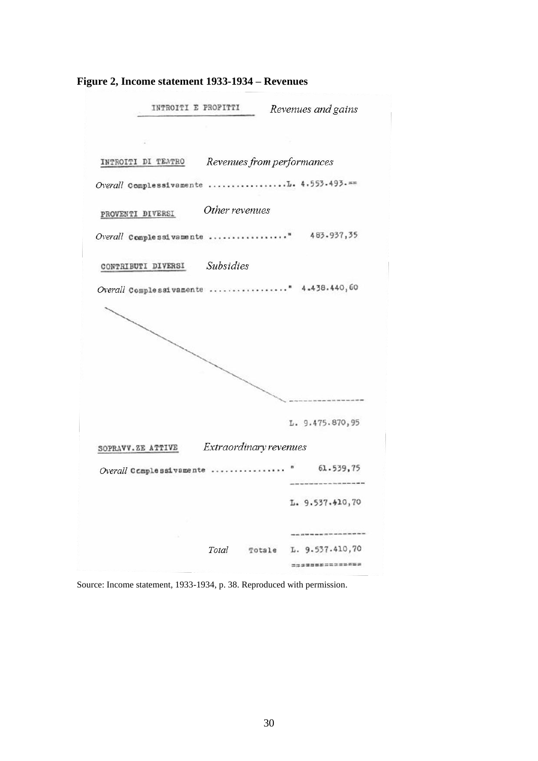**Figure 2, Income statement 1933-1934 – Revenues**

INTROITI E PROFITTI *Revenues and gains*

INTROITI DI TEATRO *Revenues from performances*

*Overall* Complessivamente ................L. 4.553.493.==

PROVENTI DIVERSI *Other revenues*

*Overall* Complessivamente ................" 483.937,35

CONTRIBUTI DIVERSI *Subsidies*

*Overall* Complessivamente ................" 4.438.440,60

L. 9.475.870,95

SOPRAVV.ZE ATTIVE *Extraordinary revenues*

*Overall* Complessivamente ................" 61.539,75

L. 9.537.410,70

*Total* Totale L. 9.537.410,70

Source: Income statement, 1933-1934, p. 38. Reproduced with permission.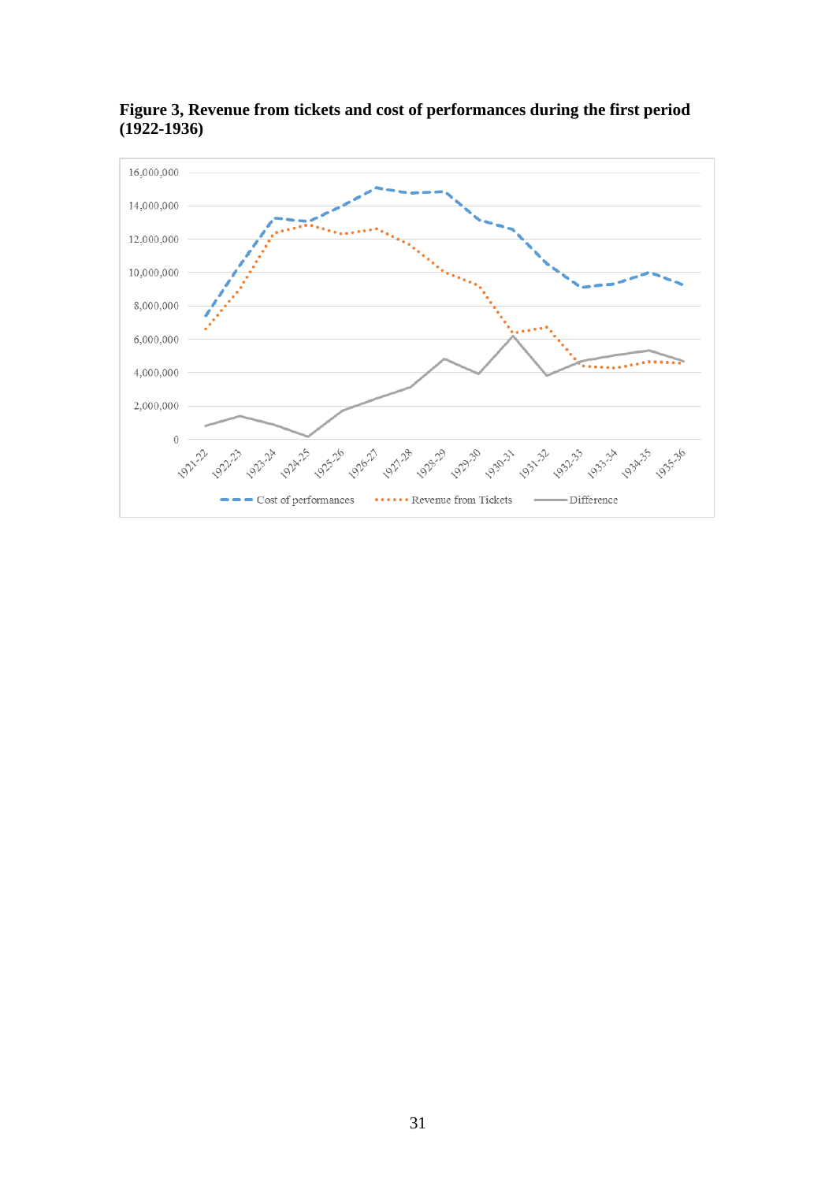**Figure 3, Revenue from tickets and cost of performances during the first period (1922-1936)**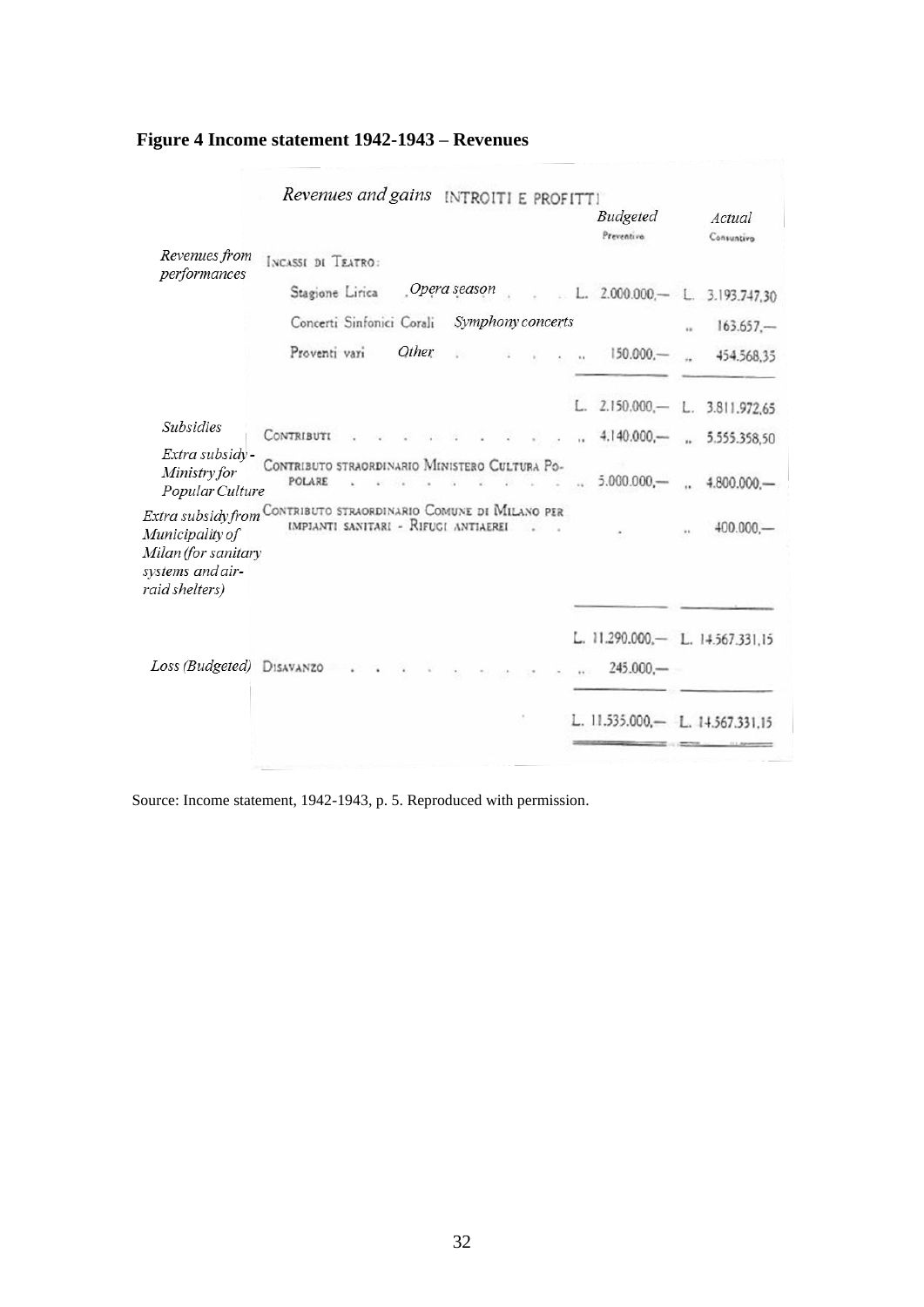**Figure 4 Income statement 1942-1943 – Revenues**

| | *Revenues and gains* INTROITI E PROFITTI | *Budgeted* Preventivo | *Actual* Consuntivo |
|---|---|---|---|
| *Revenues from performances* | INCASSI DI TEATRO: | | |
| | Stagione Lirica *Opera season* | L. 2.000.000,— | L. 3.193.747,30 |
| | Concerti Sinfonici Corali *Symphony concerts* | | " 163.657,— |
| | Proventi vari *Other* | " 150.000,— | " 454.568,35 |
| | | L. 2.150.000,— | L. 3.811.972,65 |
| *Subsidies* | CONTRIBUTI | " 4.140.000,— | " 5.555.358,50 |
| *Extra subsidy - Ministry for Popular Culture* | CONTRIBUTO STRAORDINARIO MINISTERO CULTURA POPOLARE | " 5.000.000,— | " 4.800.000,— |
| *Extra subsidy from Municipality of Milan (for sanitary systems and air-raid shelters)* | CONTRIBUTO STRAORDINARIO COMUNE DI MILANO PER IMPIANTI SANITARI - RIFUGI ANTIAEREI | | " 400.000,— |
| | | L. 11.290.000,— | L. 14.567.331,15 |
| *Loss (Budgeted)* | DISAVANZO | " 245.000,— | |
| | | L. 11.535.000,— | L. 14.567.331,15 |

Source: Income statement, 1942-1943, p. 5. Reproduced with permission.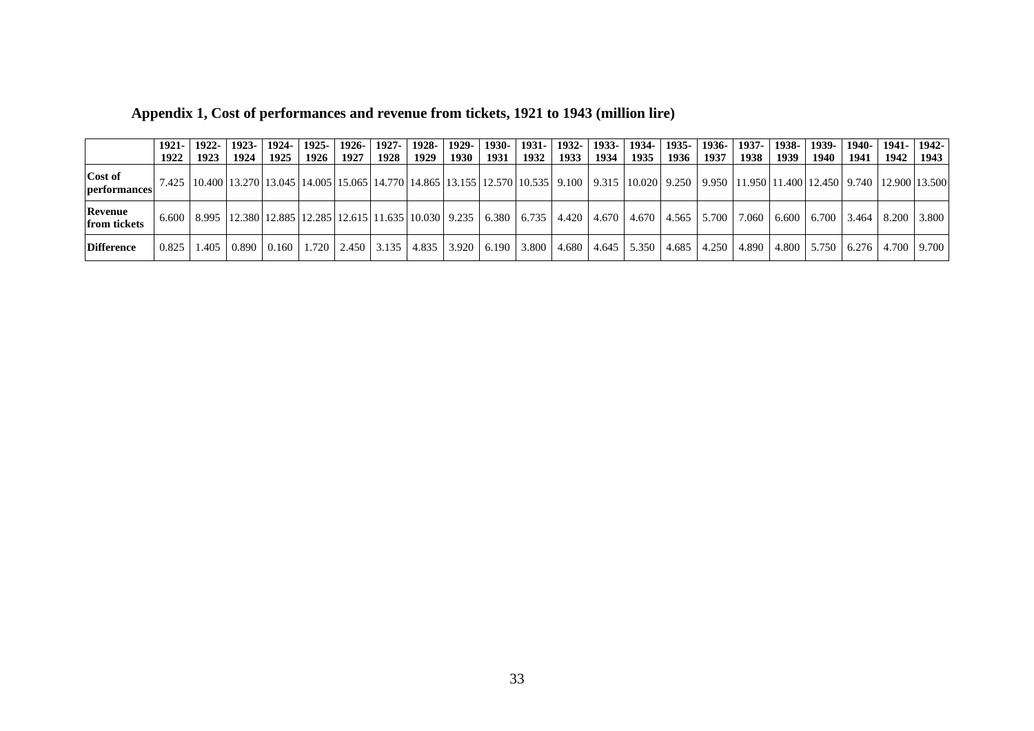**Appendix 1, Cost of performances and revenue from tickets, 1921 to 1943 (million lire)**

| | 1921-1922 | 1922-1923 | 1923-1924 | 1924-1925 | 1925-1926 | 1926-1927 | 1927-1928 | 1928-1929 | 1929-1930 | 1930-1931 | 1931-1932 | 1932-1933 | 1933-1934 | 1934-1935 | 1935-1936 | 1936-1937 | 1937-1938 | 1938-1939 | 1939-1940 | 1940-1941 | 1941-1942 | 1942-1943 |
|---|---|---|---|---|---|---|---|---|---|---|---|---|---|---|---|---|---|---|---|---|---|---|
| **Cost of performances** | 7.425 | 10.400 | 13.270 | 13.045 | 14.005 | 15.065 | 14.770 | 14.865 | 13.155 | 12.570 | 10.535 | 9.100 | 9.315 | 10.020 | 9.250 | 9.950 | 11.950 | 11.400 | 12.450 | 9.740 | 12.900 | 13.500 |
| **Revenue from tickets** | 6.600 | 8.995 | 12.380 | 12.885 | 12.285 | 12.615 | 11.635 | 10.030 | 9.235 | 6.380 | 6.735 | 4.420 | 4.670 | 4.670 | 4.565 | 5.700 | 7.060 | 6.600 | 6.700 | 3.464 | 8.200 | 3.800 |
| **Difference** | 0.825 | 1.405 | 0.890 | 0.160 | 1.720 | 2.450 | 3.135 | 4.835 | 3.920 | 6.190 | 3.800 | 4.680 | 4.645 | 5.350 | 4.685 | 4.250 | 4.890 | 4.800 | 5.750 | 6.276 | 4.700 | 9.700 |